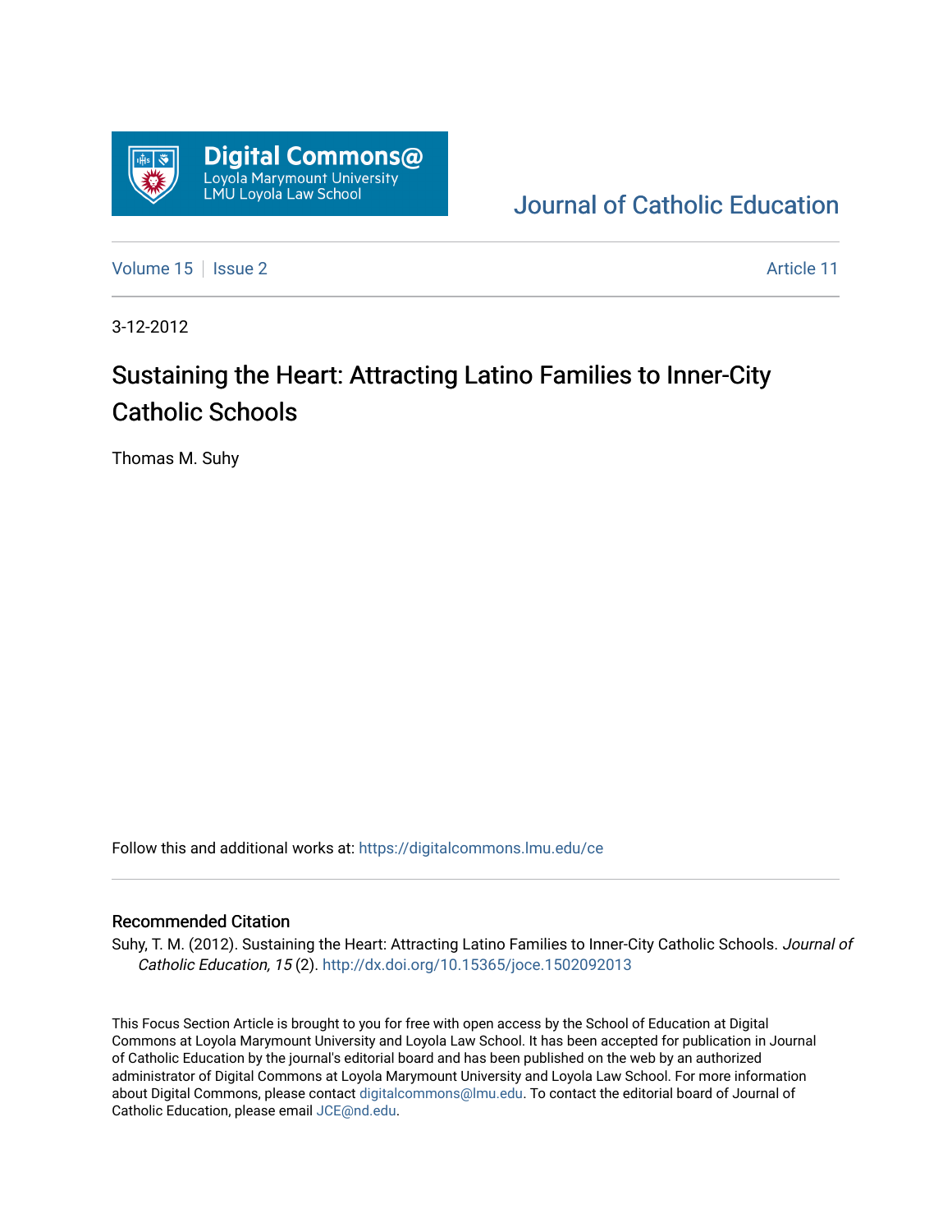Digital Commons@ Loyola Marymount University LMU Loyola Law School

Journal of Catholic Education

Volume 15 | Issue 2 | Article 11

3-12-2012

# Sustaining the Heart: Attracting Latino Families to Inner-City Catholic Schools

Thomas M. Suhy

Follow this and additional works at: https://digitalcommons.lmu.edu/ce

## Recommended Citation

Suhy, T. M. (2012). Sustaining the Heart: Attracting Latino Families to Inner-City Catholic Schools. *Journal of Catholic Education, 15* (2). http://dx.doi.org/10.15365/joce.1502092013

This Focus Section Article is brought to you for free with open access by the School of Education at Digital Commons at Loyola Marymount University and Loyola Law School. It has been accepted for publication in Journal of Catholic Education by the journal's editorial board and has been published on the web by an authorized administrator of Digital Commons at Loyola Marymount University and Loyola Law School. For more information about Digital Commons, please contact digitalcommons@lmu.edu. To contact the editorial board of Journal of Catholic Education, please email JCE@nd.edu.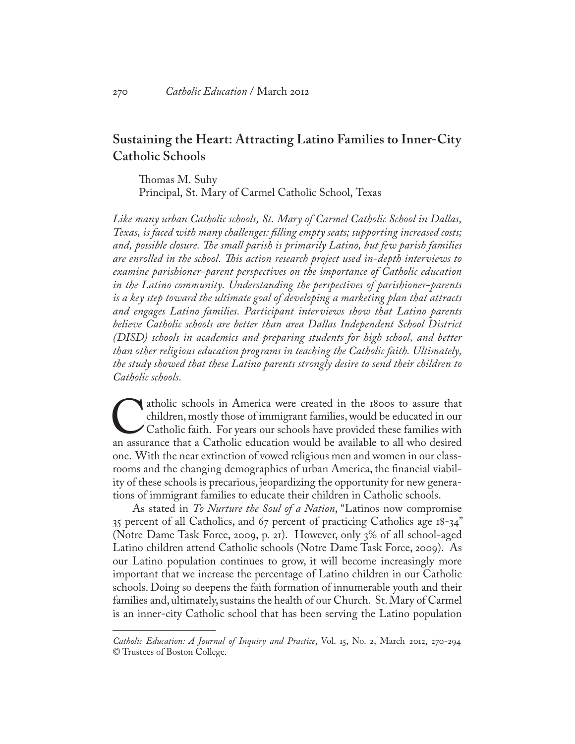## Sustaining the Heart: Attracting Latino Families to Inner-City Catholic Schools

Thomas M. Suhy  
Principal, St. Mary of Carmel Catholic School, Texas

*Like many urban Catholic schools, St. Mary of Carmel Catholic School in Dallas, Texas, is faced with many challenges: filling empty seats; supporting increased costs; and, possible closure. The small parish is primarily Latino, but few parish families are enrolled in the school. This action research project used in-depth interviews to examine parishioner-parent perspectives on the importance of Catholic education in the Latino community. Understanding the perspectives of parishioner-parents is a key step toward the ultimate goal of developing a marketing plan that attracts and engages Latino families. Participant interviews show that Latino parents believe Catholic schools are better than area Dallas Independent School District (DISD) schools in academics and preparing students for high school, and better than other religious education programs in teaching the Catholic faith. Ultimately, the study showed that these Latino parents strongly desire to send their children to Catholic schools.*

Catholic schools in America were created in the 1800s to assure that children, mostly those of immigrant families, would be educated in our Catholic faith. For years our schools have provided these families with an assurance that a Catholic education would be available to all who desired one. With the near extinction of vowed religious men and women in our classrooms and the changing demographics of urban America, the financial viability of these schools is precarious, jeopardizing the opportunity for new generations of immigrant families to educate their children in Catholic schools.

As stated in *To Nurture the Soul of a Nation*, "Latinos now compromise 35 percent of all Catholics, and 67 percent of practicing Catholics age 18-34" (Notre Dame Task Force, 2009, p. 21). However, only 3% of all school-aged Latino children attend Catholic schools (Notre Dame Task Force, 2009). As our Latino population continues to grow, it will become increasingly more important that we increase the percentage of Latino children in our Catholic schools. Doing so deepens the faith formation of innumerable youth and their families and, ultimately, sustains the health of our Church. St. Mary of Carmel is an inner-city Catholic school that has been serving the Latino population

---

*Catholic Education: A Journal of Inquiry and Practice*, Vol. 15, No. 2, March 2012, 270-294  
© Trustees of Boston College.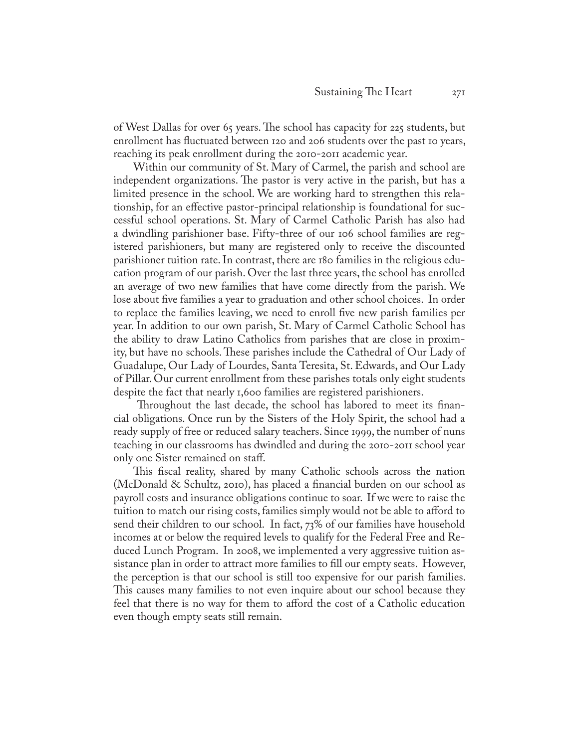of West Dallas for over 65 years. The school has capacity for 225 students, but enrollment has fluctuated between 120 and 206 students over the past 10 years, reaching its peak enrollment during the 2010-2011 academic year.

Within our community of St. Mary of Carmel, the parish and school are independent organizations. The pastor is very active in the parish, but has a limited presence in the school. We are working hard to strengthen this relationship, for an effective pastor-principal relationship is foundational for successful school operations. St. Mary of Carmel Catholic Parish has also had a dwindling parishioner base. Fifty-three of our 106 school families are registered parishioners, but many are registered only to receive the discounted parishioner tuition rate. In contrast, there are 180 families in the religious education program of our parish. Over the last three years, the school has enrolled an average of two new families that have come directly from the parish. We lose about five families a year to graduation and other school choices. In order to replace the families leaving, we need to enroll five new parish families per year. In addition to our own parish, St. Mary of Carmel Catholic School has the ability to draw Latino Catholics from parishes that are close in proximity, but have no schools. These parishes include the Cathedral of Our Lady of Guadalupe, Our Lady of Lourdes, Santa Teresita, St. Edwards, and Our Lady of Pillar. Our current enrollment from these parishes totals only eight students despite the fact that nearly 1,600 families are registered parishioners.

Throughout the last decade, the school has labored to meet its financial obligations. Once run by the Sisters of the Holy Spirit, the school had a ready supply of free or reduced salary teachers. Since 1999, the number of nuns teaching in our classrooms has dwindled and during the 2010-2011 school year only one Sister remained on staff.

This fiscal reality, shared by many Catholic schools across the nation (McDonald & Schultz, 2010), has placed a financial burden on our school as payroll costs and insurance obligations continue to soar. If we were to raise the tuition to match our rising costs, families simply would not be able to afford to send their children to our school. In fact, 73% of our families have household incomes at or below the required levels to qualify for the Federal Free and Reduced Lunch Program. In 2008, we implemented a very aggressive tuition assistance plan in order to attract more families to fill our empty seats. However, the perception is that our school is still too expensive for our parish families. This causes many families to not even inquire about our school because they feel that there is no way for them to afford the cost of a Catholic education even though empty seats still remain.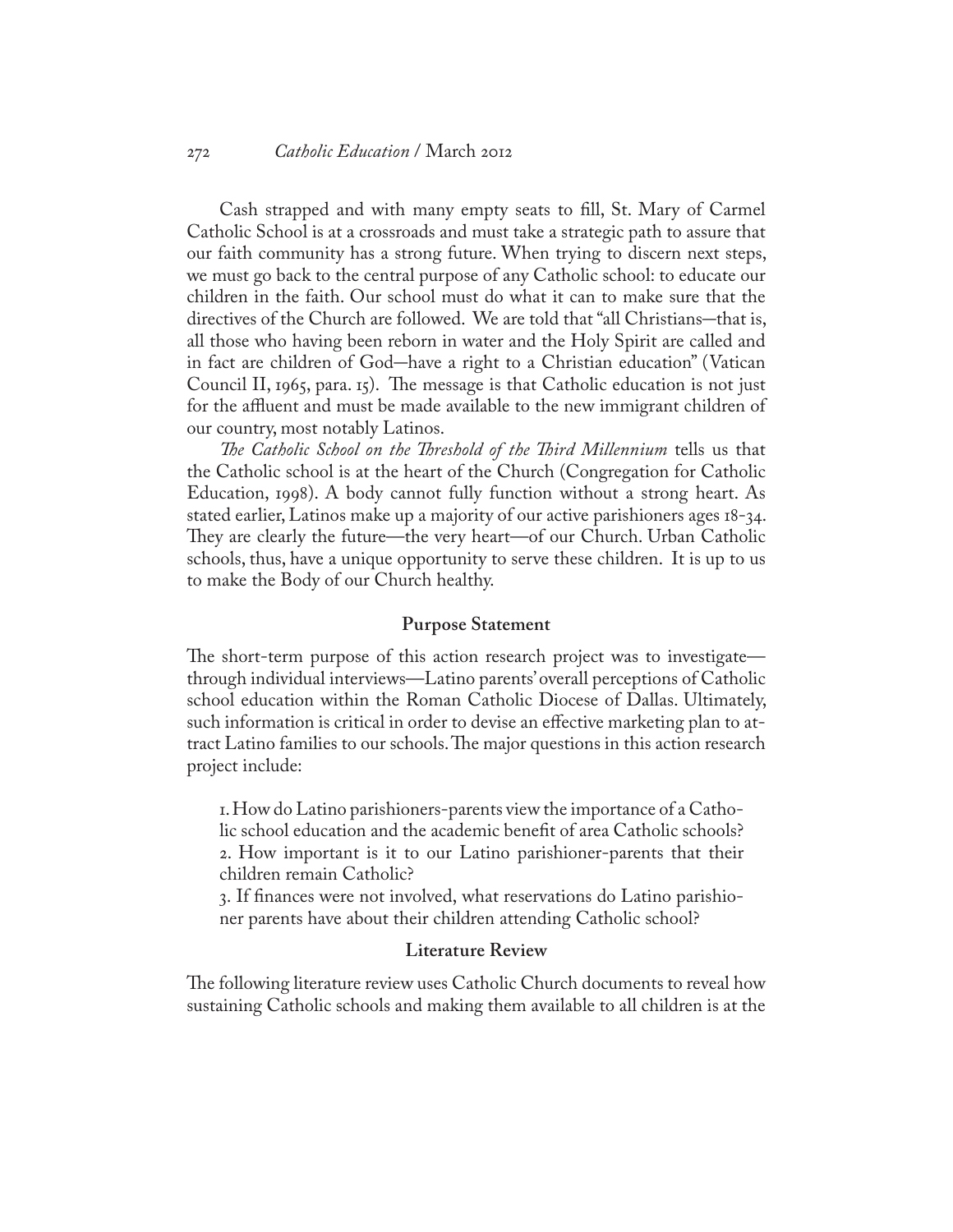Cash strapped and with many empty seats to fill, St. Mary of Carmel Catholic School is at a crossroads and must take a strategic path to assure that our faith community has a strong future. When trying to discern next steps, we must go back to the central purpose of any Catholic school: to educate our children in the faith. Our school must do what it can to make sure that the directives of the Church are followed. We are told that "all Christians—that is, all those who having been reborn in water and the Holy Spirit are called and in fact are children of God—have a right to a Christian education" (Vatican Council II, 1965, para. 15). The message is that Catholic education is not just for the affluent and must be made available to the new immigrant children of our country, most notably Latinos.

*The Catholic School on the Threshold of the Third Millennium* tells us that the Catholic school is at the heart of the Church (Congregation for Catholic Education, 1998). A body cannot fully function without a strong heart. As stated earlier, Latinos make up a majority of our active parishioners ages 18-34. They are clearly the future—the very heart—of our Church. Urban Catholic schools, thus, have a unique opportunity to serve these children. It is up to us to make the Body of our Church healthy.

## Purpose Statement

The short-term purpose of this action research project was to investigate—through individual interviews—Latino parents' overall perceptions of Catholic school education within the Roman Catholic Diocese of Dallas. Ultimately, such information is critical in order to devise an effective marketing plan to attract Latino families to our schools. The major questions in this action research project include:

1. How do Latino parishioners-parents view the importance of a Catholic school education and the academic benefit of area Catholic schools?
2. How important is it to our Latino parishioner-parents that their children remain Catholic?
3. If finances were not involved, what reservations do Latino parishioner parents have about their children attending Catholic school?

## Literature Review

The following literature review uses Catholic Church documents to reveal how sustaining Catholic schools and making them available to all children is at the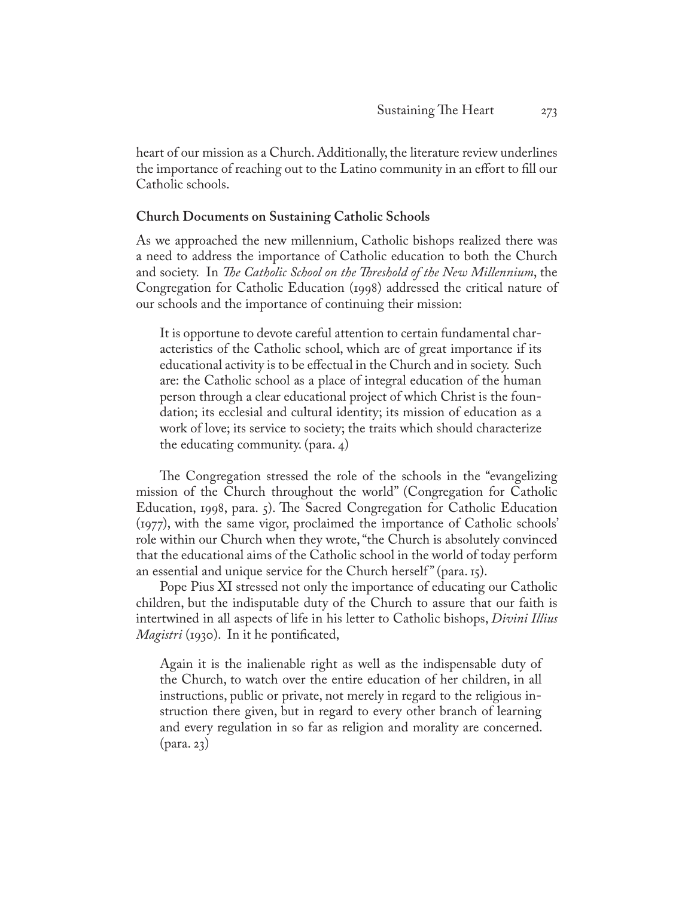heart of our mission as a Church. Additionally, the literature review underlines the importance of reaching out to the Latino community in an effort to fill our Catholic schools.

### Church Documents on Sustaining Catholic Schools

As we approached the new millennium, Catholic bishops realized there was a need to address the importance of Catholic education to both the Church and society. In *The Catholic School on the Threshold of the New Millennium*, the Congregation for Catholic Education (1998) addressed the critical nature of our schools and the importance of continuing their mission:

> It is opportune to devote careful attention to certain fundamental characteristics of the Catholic school, which are of great importance if its educational activity is to be effectual in the Church and in society. Such are: the Catholic school as a place of integral education of the human person through a clear educational project of which Christ is the foundation; its ecclesial and cultural identity; its mission of education as a work of love; its service to society; the traits which should characterize the educating community. (para. 4)

The Congregation stressed the role of the schools in the "evangelizing mission of the Church throughout the world" (Congregation for Catholic Education, 1998, para. 5). The Sacred Congregation for Catholic Education (1977), with the same vigor, proclaimed the importance of Catholic schools' role within our Church when they wrote, "the Church is absolutely convinced that the educational aims of the Catholic school in the world of today perform an essential and unique service for the Church herself" (para. 15).

Pope Pius XI stressed not only the importance of educating our Catholic children, but the indisputable duty of the Church to assure that our faith is intertwined in all aspects of life in his letter to Catholic bishops, *Divini Illius Magistri* (1930). In it he pontificated,

> Again it is the inalienable right as well as the indispensable duty of the Church, to watch over the entire education of her children, in all instructions, public or private, not merely in regard to the religious instruction there given, but in regard to every other branch of learning and every regulation in so far as religion and morality are concerned. (para. 23)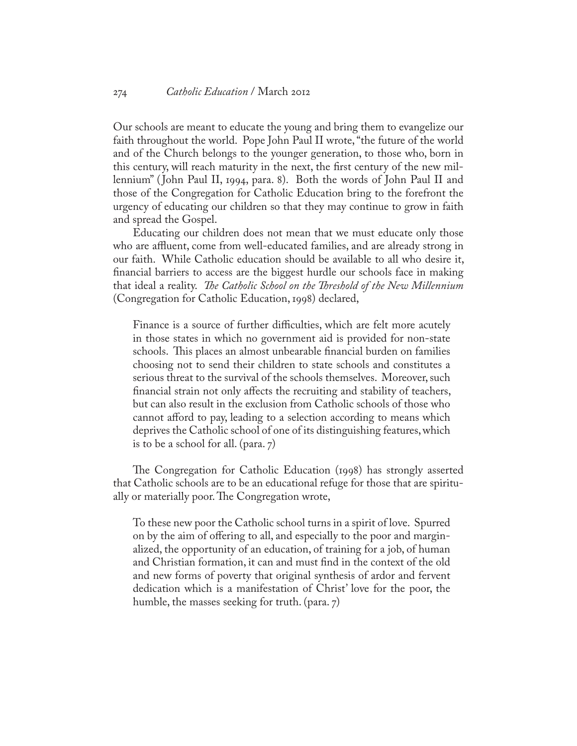Our schools are meant to educate the young and bring them to evangelize our faith throughout the world. Pope John Paul II wrote, "the future of the world and of the Church belongs to the younger generation, to those who, born in this century, will reach maturity in the next, the first century of the new millennium" (John Paul II, 1994, para. 8). Both the words of John Paul II and those of the Congregation for Catholic Education bring to the forefront the urgency of educating our children so that they may continue to grow in faith and spread the Gospel.

Educating our children does not mean that we must educate only those who are affluent, come from well-educated families, and are already strong in our faith. While Catholic education should be available to all who desire it, financial barriers to access are the biggest hurdle our schools face in making that ideal a reality. *The Catholic School on the Threshold of the New Millennium* (Congregation for Catholic Education, 1998) declared,

> Finance is a source of further difficulties, which are felt more acutely in those states in which no government aid is provided for non-state schools. This places an almost unbearable financial burden on families choosing not to send their children to state schools and constitutes a serious threat to the survival of the schools themselves. Moreover, such financial strain not only affects the recruiting and stability of teachers, but can also result in the exclusion from Catholic schools of those who cannot afford to pay, leading to a selection according to means which deprives the Catholic school of one of its distinguishing features, which is to be a school for all. (para. 7)

The Congregation for Catholic Education (1998) has strongly asserted that Catholic schools are to be an educational refuge for those that are spiritually or materially poor. The Congregation wrote,

> To these new poor the Catholic school turns in a spirit of love. Spurred on by the aim of offering to all, and especially to the poor and marginalized, the opportunity of an education, of training for a job, of human and Christian formation, it can and must find in the context of the old and new forms of poverty that original synthesis of ardor and fervent dedication which is a manifestation of Christ' love for the poor, the humble, the masses seeking for truth. (para. 7)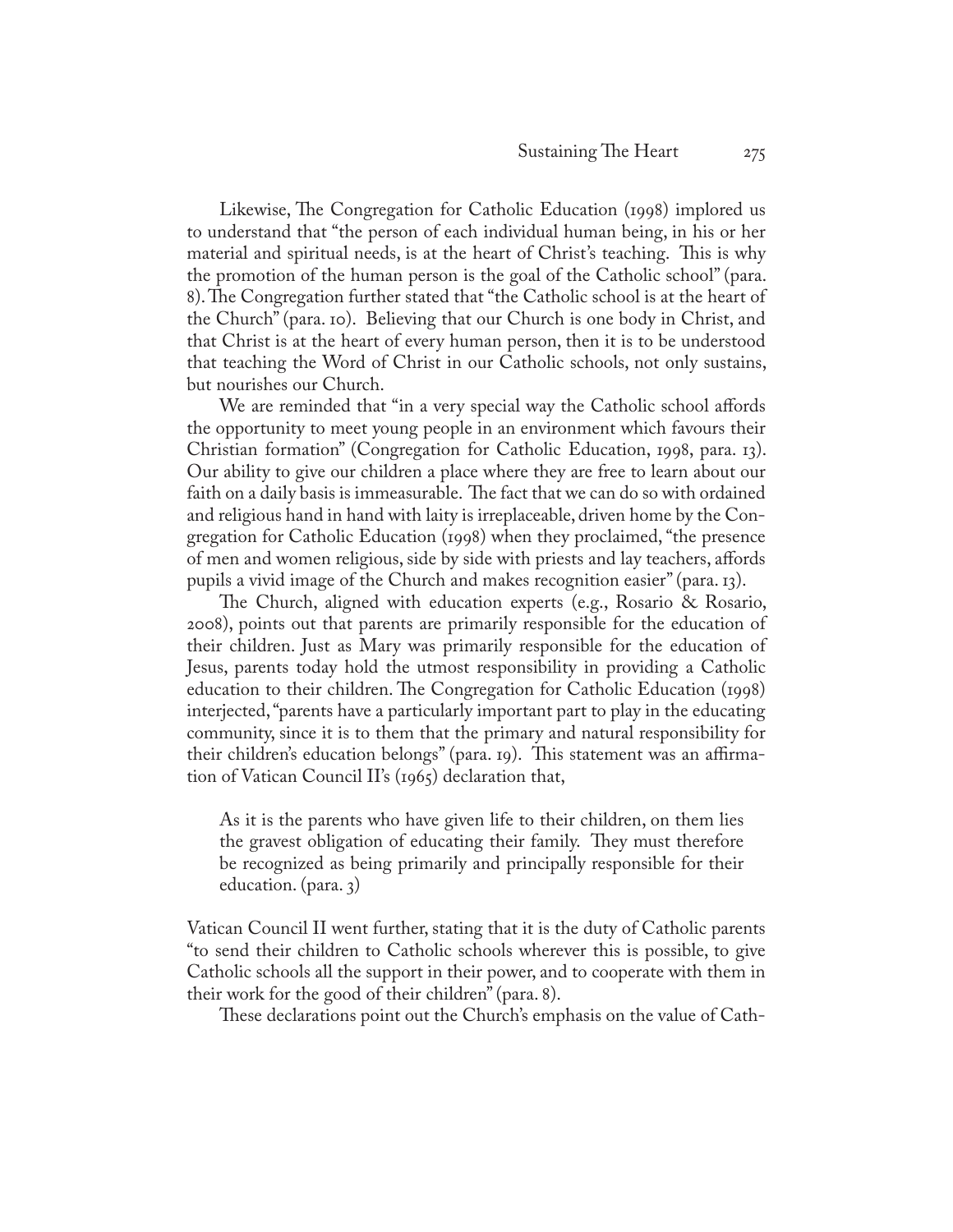Likewise, The Congregation for Catholic Education (1998) implored us to understand that "the person of each individual human being, in his or her material and spiritual needs, is at the heart of Christ's teaching. This is why the promotion of the human person is the goal of the Catholic school" (para. 8). The Congregation further stated that "the Catholic school is at the heart of the Church" (para. 10). Believing that our Church is one body in Christ, and that Christ is at the heart of every human person, then it is to be understood that teaching the Word of Christ in our Catholic schools, not only sustains, but nourishes our Church.

We are reminded that "in a very special way the Catholic school affords the opportunity to meet young people in an environment which favours their Christian formation" (Congregation for Catholic Education, 1998, para. 13). Our ability to give our children a place where they are free to learn about our faith on a daily basis is immeasurable. The fact that we can do so with ordained and religious hand in hand with laity is irreplaceable, driven home by the Congregation for Catholic Education (1998) when they proclaimed, "the presence of men and women religious, side by side with priests and lay teachers, affords pupils a vivid image of the Church and makes recognition easier" (para. 13).

The Church, aligned with education experts (e.g., Rosario & Rosario, 2008), points out that parents are primarily responsible for the education of their children. Just as Mary was primarily responsible for the education of Jesus, parents today hold the utmost responsibility in providing a Catholic education to their children. The Congregation for Catholic Education (1998) interjected, "parents have a particularly important part to play in the educating community, since it is to them that the primary and natural responsibility for their children's education belongs" (para. 19). This statement was an affirmation of Vatican Council II's (1965) declaration that,

> As it is the parents who have given life to their children, on them lies the gravest obligation of educating their family. They must therefore be recognized as being primarily and principally responsible for their education. (para. 3)

Vatican Council II went further, stating that it is the duty of Catholic parents "to send their children to Catholic schools wherever this is possible, to give Catholic schools all the support in their power, and to cooperate with them in their work for the good of their children" (para. 8).

These declarations point out the Church's emphasis on the value of Cath-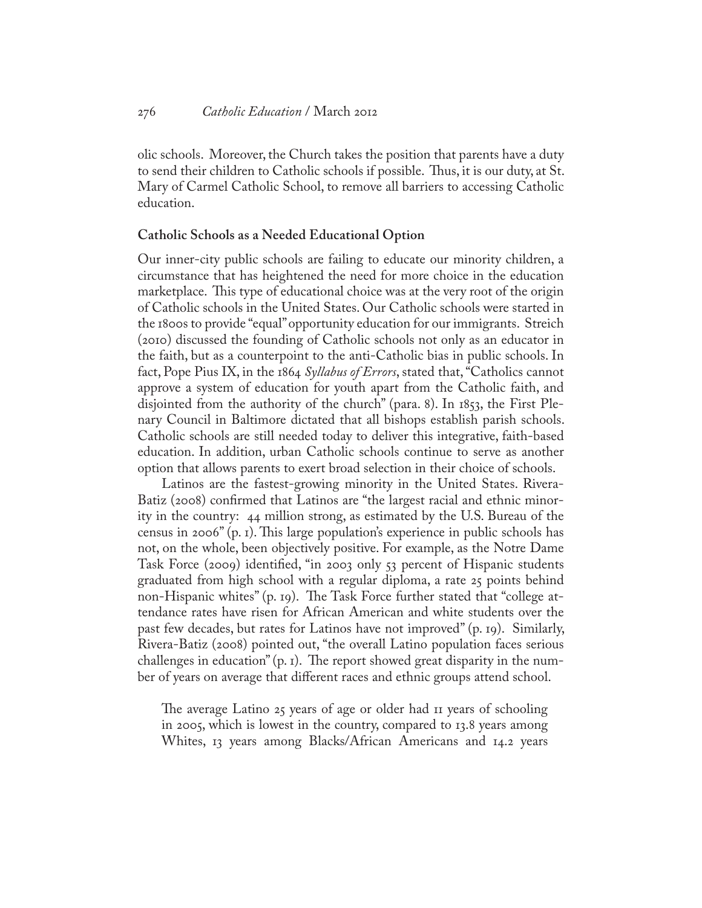olic schools. Moreover, the Church takes the position that parents have a duty to send their children to Catholic schools if possible. Thus, it is our duty, at St. Mary of Carmel Catholic School, to remove all barriers to accessing Catholic education.

**Catholic Schools as a Needed Educational Option**

Our inner-city public schools are failing to educate our minority children, a circumstance that has heightened the need for more choice in the education marketplace. This type of educational choice was at the very root of the origin of Catholic schools in the United States. Our Catholic schools were started in the 1800s to provide "equal" opportunity education for our immigrants. Streich (2010) discussed the founding of Catholic schools not only as an educator in the faith, but as a counterpoint to the anti-Catholic bias in public schools. In fact, Pope Pius IX, in the 1864 *Syllabus of Errors*, stated that, "Catholics cannot approve a system of education for youth apart from the Catholic faith, and disjointed from the authority of the church" (para. 8). In 1853, the First Plenary Council in Baltimore dictated that all bishops establish parish schools. Catholic schools are still needed today to deliver this integrative, faith-based education. In addition, urban Catholic schools continue to serve as another option that allows parents to exert broad selection in their choice of schools.

Latinos are the fastest-growing minority in the United States. Rivera-Batiz (2008) confirmed that Latinos are "the largest racial and ethnic minority in the country: 44 million strong, as estimated by the U.S. Bureau of the census in 2006" (p. 1). This large population's experience in public schools has not, on the whole, been objectively positive. For example, as the Notre Dame Task Force (2009) identified, "in 2003 only 53 percent of Hispanic students graduated from high school with a regular diploma, a rate 25 points behind non-Hispanic whites" (p. 19). The Task Force further stated that "college attendance rates have risen for African American and white students over the past few decades, but rates for Latinos have not improved" (p. 19). Similarly, Rivera-Batiz (2008) pointed out, "the overall Latino population faces serious challenges in education" (p. 1). The report showed great disparity in the number of years on average that different races and ethnic groups attend school.

> The average Latino 25 years of age or older had 11 years of schooling in 2005, which is lowest in the country, compared to 13.8 years among Whites, 13 years among Blacks/African Americans and 14.2 years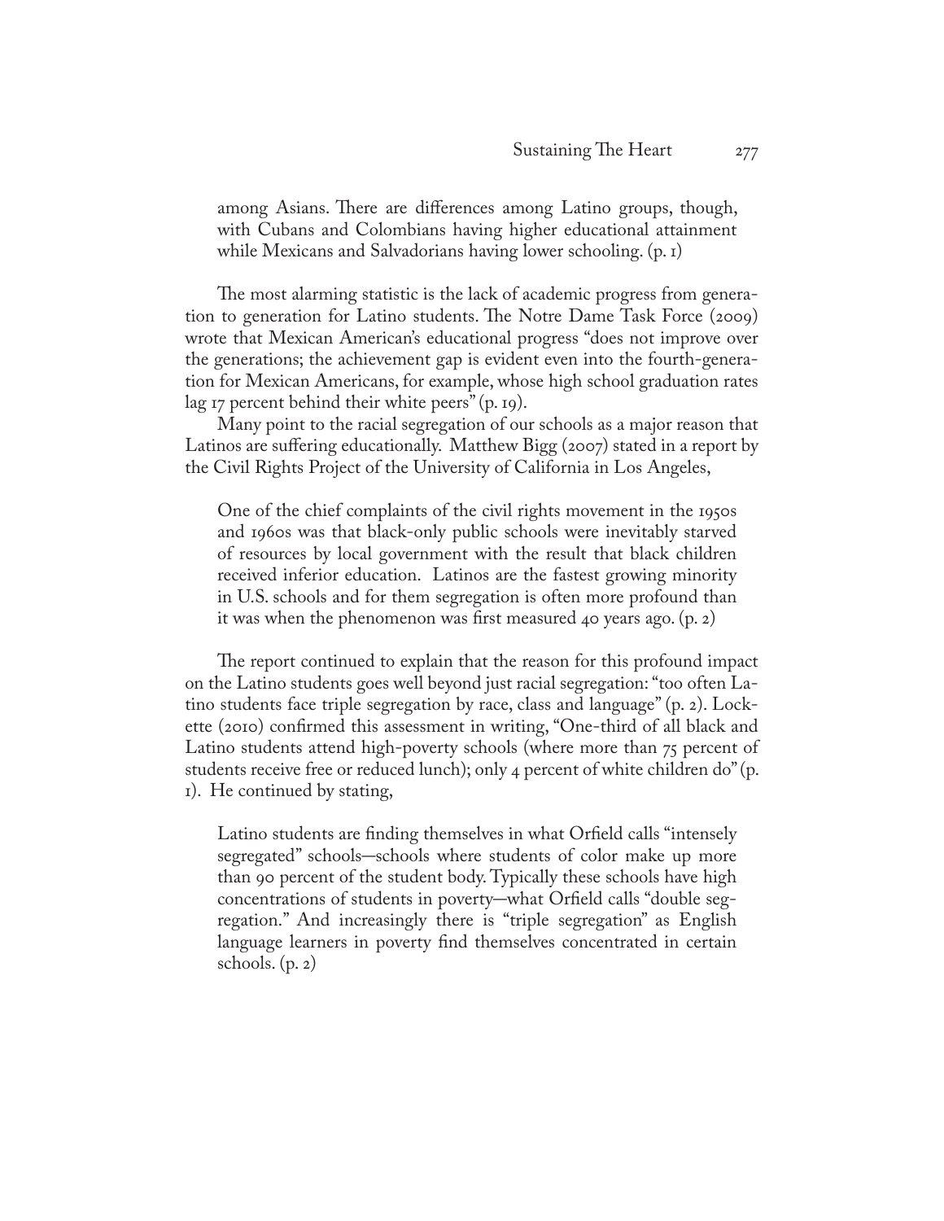> among Asians. There are differences among Latino groups, though, with Cubans and Colombians having higher educational attainment while Mexicans and Salvadorians having lower schooling. (p. 1)

The most alarming statistic is the lack of academic progress from generation to generation for Latino students. The Notre Dame Task Force (2009) wrote that Mexican American's educational progress "does not improve over the generations; the achievement gap is evident even into the fourth-generation for Mexican Americans, for example, whose high school graduation rates lag 17 percent behind their white peers" (p. 19).

Many point to the racial segregation of our schools as a major reason that Latinos are suffering educationally. Matthew Bigg (2007) stated in a report by the Civil Rights Project of the University of California in Los Angeles,

> One of the chief complaints of the civil rights movement in the 1950s and 1960s was that black-only public schools were inevitably starved of resources by local government with the result that black children received inferior education. Latinos are the fastest growing minority in U.S. schools and for them segregation is often more profound than it was when the phenomenon was first measured 40 years ago. (p. 2)

The report continued to explain that the reason for this profound impact on the Latino students goes well beyond just racial segregation: "too often Latino students face triple segregation by race, class and language" (p. 2). Lockette (2010) confirmed this assessment in writing, "One-third of all black and Latino students attend high-poverty schools (where more than 75 percent of students receive free or reduced lunch); only 4 percent of white children do" (p. 1). He continued by stating,

> Latino students are finding themselves in what Orfield calls "intensely segregated" schools—schools where students of color make up more than 90 percent of the student body. Typically these schools have high concentrations of students in poverty—what Orfield calls "double segregation." And increasingly there is "triple segregation" as English language learners in poverty find themselves concentrated in certain schools. (p. 2)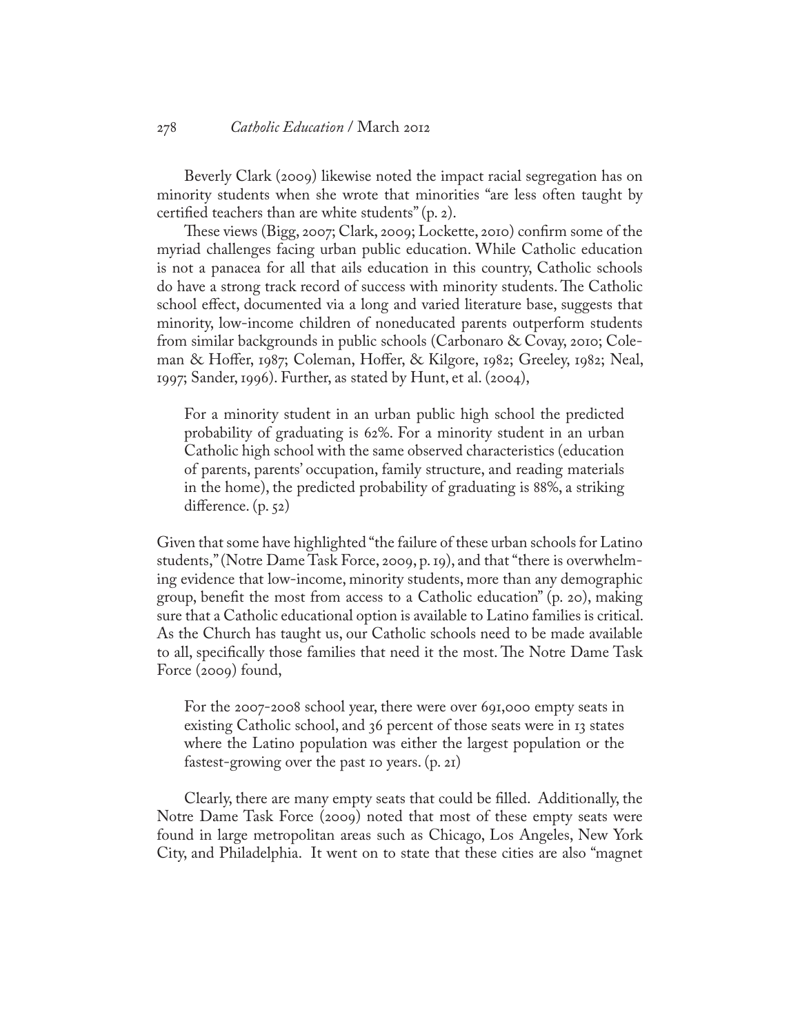Beverly Clark (2009) likewise noted the impact racial segregation has on minority students when she wrote that minorities "are less often taught by certified teachers than are white students" (p. 2).

These views (Bigg, 2007; Clark, 2009; Lockette, 2010) confirm some of the myriad challenges facing urban public education. While Catholic education is not a panacea for all that ails education in this country, Catholic schools do have a strong track record of success with minority students. The Catholic school effect, documented via a long and varied literature base, suggests that minority, low-income children of noneducated parents outperform students from similar backgrounds in public schools (Carbonaro & Covay, 2010; Coleman & Hoffer, 1987; Coleman, Hoffer, & Kilgore, 1982; Greeley, 1982; Neal, 1997; Sander, 1996). Further, as stated by Hunt, et al. (2004),

> For a minority student in an urban public high school the predicted probability of graduating is 62%. For a minority student in an urban Catholic high school with the same observed characteristics (education of parents, parents' occupation, family structure, and reading materials in the home), the predicted probability of graduating is 88%, a striking difference. (p. 52)

Given that some have highlighted "the failure of these urban schools for Latino students," (Notre Dame Task Force, 2009, p. 19), and that "there is overwhelming evidence that low-income, minority students, more than any demographic group, benefit the most from access to a Catholic education" (p. 20), making sure that a Catholic educational option is available to Latino families is critical. As the Church has taught us, our Catholic schools need to be made available to all, specifically those families that need it the most. The Notre Dame Task Force (2009) found,

> For the 2007-2008 school year, there were over 691,000 empty seats in existing Catholic school, and 36 percent of those seats were in 13 states where the Latino population was either the largest population or the fastest-growing over the past 10 years. (p. 21)

Clearly, there are many empty seats that could be filled. Additionally, the Notre Dame Task Force (2009) noted that most of these empty seats were found in large metropolitan areas such as Chicago, Los Angeles, New York City, and Philadelphia. It went on to state that these cities are also "magnet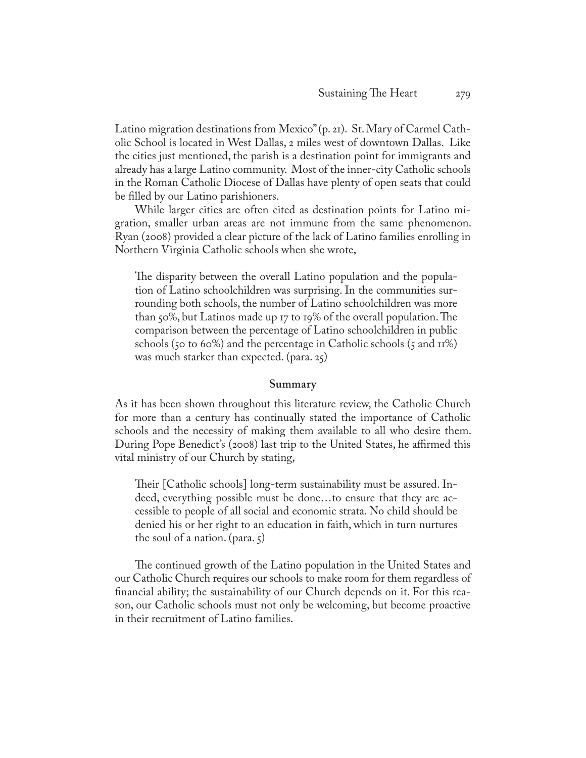Latino migration destinations from Mexico" (p. 21). St. Mary of Carmel Catholic School is located in West Dallas, 2 miles west of downtown Dallas. Like the cities just mentioned, the parish is a destination point for immigrants and already has a large Latino community. Most of the inner-city Catholic schools in the Roman Catholic Diocese of Dallas have plenty of open seats that could be filled by our Latino parishioners.

While larger cities are often cited as destination points for Latino migration, smaller urban areas are not immune from the same phenomenon. Ryan (2008) provided a clear picture of the lack of Latino families enrolling in Northern Virginia Catholic schools when she wrote,

> The disparity between the overall Latino population and the population of Latino schoolchildren was surprising. In the communities surrounding both schools, the number of Latino schoolchildren was more than 50%, but Latinos made up 17 to 19% of the overall population. The comparison between the percentage of Latino schoolchildren in public schools (50 to 60%) and the percentage in Catholic schools (5 and 11%) was much starker than expected. (para. 25)

## Summary

As it has been shown throughout this literature review, the Catholic Church for more than a century has continually stated the importance of Catholic schools and the necessity of making them available to all who desire them. During Pope Benedict's (2008) last trip to the United States, he affirmed this vital ministry of our Church by stating,

> Their [Catholic schools] long-term sustainability must be assured. Indeed, everything possible must be done…to ensure that they are accessible to people of all social and economic strata. No child should be denied his or her right to an education in faith, which in turn nurtures the soul of a nation. (para. 5)

The continued growth of the Latino population in the United States and our Catholic Church requires our schools to make room for them regardless of financial ability; the sustainability of our Church depends on it. For this reason, our Catholic schools must not only be welcoming, but become proactive in their recruitment of Latino families.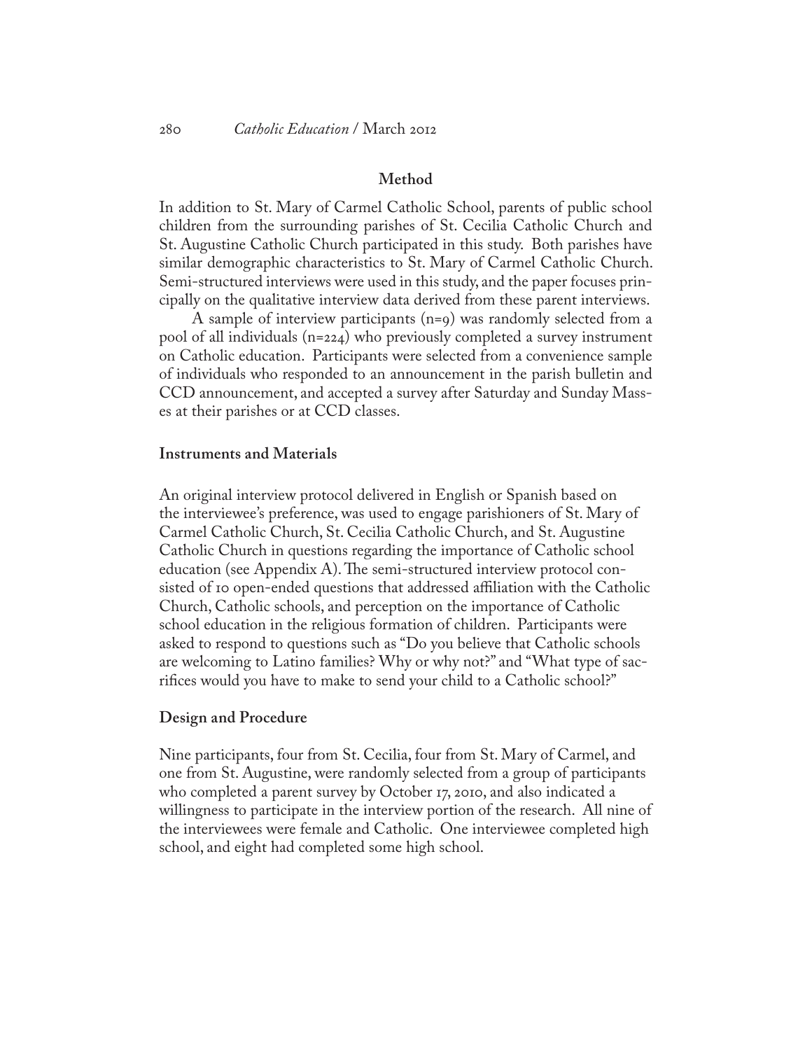## Method

In addition to St. Mary of Carmel Catholic School, parents of public school children from the surrounding parishes of St. Cecilia Catholic Church and St. Augustine Catholic Church participated in this study. Both parishes have similar demographic characteristics to St. Mary of Carmel Catholic Church. Semi-structured interviews were used in this study, and the paper focuses principally on the qualitative interview data derived from these parent interviews.

A sample of interview participants (n=9) was randomly selected from a pool of all individuals (n=224) who previously completed a survey instrument on Catholic education. Participants were selected from a convenience sample of individuals who responded to an announcement in the parish bulletin and CCD announcement, and accepted a survey after Saturday and Sunday Masses at their parishes or at CCD classes.

### Instruments and Materials

An original interview protocol delivered in English or Spanish based on the interviewee's preference, was used to engage parishioners of St. Mary of Carmel Catholic Church, St. Cecilia Catholic Church, and St. Augustine Catholic Church in questions regarding the importance of Catholic school education (see Appendix A). The semi-structured interview protocol consisted of 10 open-ended questions that addressed affiliation with the Catholic Church, Catholic schools, and perception on the importance of Catholic school education in the religious formation of children. Participants were asked to respond to questions such as "Do you believe that Catholic schools are welcoming to Latino families? Why or why not?" and "What type of sacrifices would you have to make to send your child to a Catholic school?"

### Design and Procedure

Nine participants, four from St. Cecilia, four from St. Mary of Carmel, and one from St. Augustine, were randomly selected from a group of participants who completed a parent survey by October 17, 2010, and also indicated a willingness to participate in the interview portion of the research. All nine of the interviewees were female and Catholic. One interviewee completed high school, and eight had completed some high school.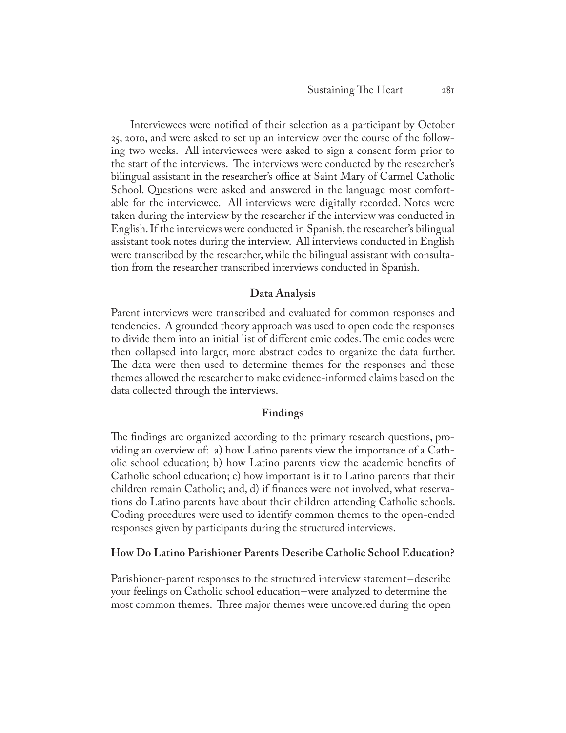Interviewees were notified of their selection as a participant by October 25, 2010, and were asked to set up an interview over the course of the following two weeks. All interviewees were asked to sign a consent form prior to the start of the interviews. The interviews were conducted by the researcher's bilingual assistant in the researcher's office at Saint Mary of Carmel Catholic School. Questions were asked and answered in the language most comfortable for the interviewee. All interviews were digitally recorded. Notes were taken during the interview by the researcher if the interview was conducted in English. If the interviews were conducted in Spanish, the researcher's bilingual assistant took notes during the interview. All interviews conducted in English were transcribed by the researcher, while the bilingual assistant with consultation from the researcher transcribed interviews conducted in Spanish.

### Data Analysis

Parent interviews were transcribed and evaluated for common responses and tendencies. A grounded theory approach was used to open code the responses to divide them into an initial list of different emic codes. The emic codes were then collapsed into larger, more abstract codes to organize the data further. The data were then used to determine themes for the responses and those themes allowed the researcher to make evidence-informed claims based on the data collected through the interviews.

### Findings

The findings are organized according to the primary research questions, providing an overview of: a) how Latino parents view the importance of a Catholic school education; b) how Latino parents view the academic benefits of Catholic school education; c) how important is it to Latino parents that their children remain Catholic; and, d) if finances were not involved, what reservations do Latino parents have about their children attending Catholic schools. Coding procedures were used to identify common themes to the open-ended responses given by participants during the structured interviews.

#### How Do Latino Parishioner Parents Describe Catholic School Education?

Parishioner-parent responses to the structured interview statement–describe your feelings on Catholic school education–were analyzed to determine the most common themes. Three major themes were uncovered during the open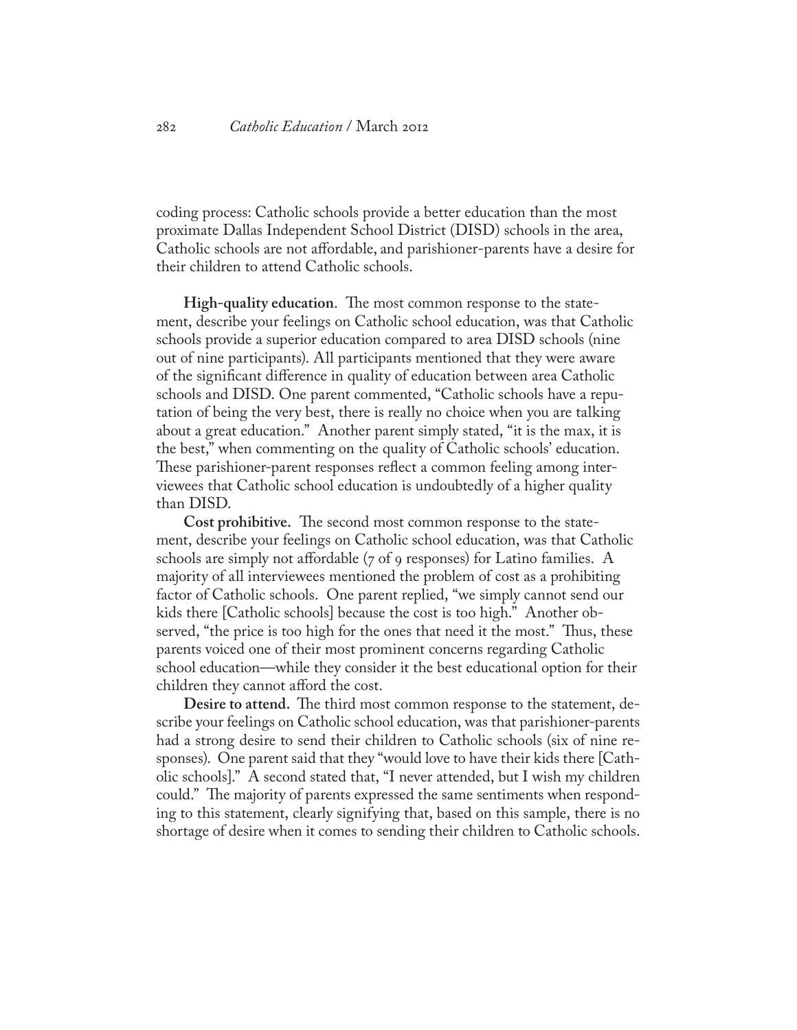coding process: Catholic schools provide a better education than the most proximate Dallas Independent School District (DISD) schools in the area, Catholic schools are not affordable, and parishioner-parents have a desire for their children to attend Catholic schools.

**High-quality education**. The most common response to the statement, describe your feelings on Catholic school education, was that Catholic schools provide a superior education compared to area DISD schools (nine out of nine participants). All participants mentioned that they were aware of the significant difference in quality of education between area Catholic schools and DISD. One parent commented, "Catholic schools have a reputation of being the very best, there is really no choice when you are talking about a great education." Another parent simply stated, "it is the max, it is the best," when commenting on the quality of Catholic schools' education. These parishioner-parent responses reflect a common feeling among interviewees that Catholic school education is undoubtedly of a higher quality than DISD.

**Cost prohibitive.** The second most common response to the statement, describe your feelings on Catholic school education, was that Catholic schools are simply not affordable (7 of 9 responses) for Latino families. A majority of all interviewees mentioned the problem of cost as a prohibiting factor of Catholic schools. One parent replied, "we simply cannot send our kids there [Catholic schools] because the cost is too high." Another observed, "the price is too high for the ones that need it the most." Thus, these parents voiced one of their most prominent concerns regarding Catholic school education—while they consider it the best educational option for their children they cannot afford the cost.

**Desire to attend.** The third most common response to the statement, describe your feelings on Catholic school education, was that parishioner-parents had a strong desire to send their children to Catholic schools (six of nine responses). One parent said that they "would love to have their kids there [Catholic schools]." A second stated that, "I never attended, but I wish my children could." The majority of parents expressed the same sentiments when responding to this statement, clearly signifying that, based on this sample, there is no shortage of desire when it comes to sending their children to Catholic schools.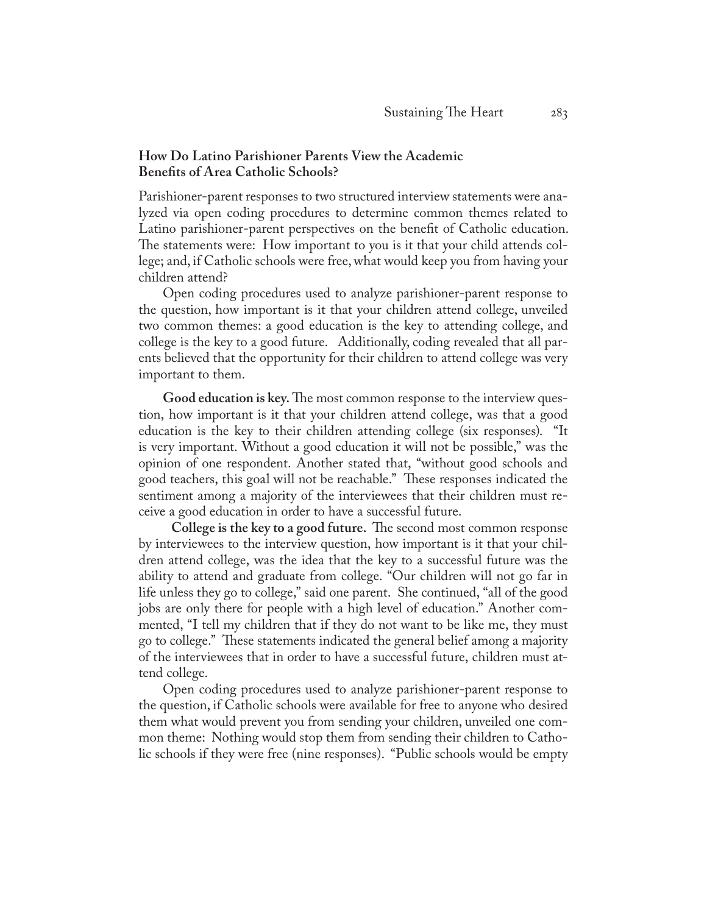### How Do Latino Parishioner Parents View the Academic Benefits of Area Catholic Schools?

Parishioner-parent responses to two structured interview statements were analyzed via open coding procedures to determine common themes related to Latino parishioner-parent perspectives on the benefit of Catholic education. The statements were: How important to you is it that your child attends college; and, if Catholic schools were free, what would keep you from having your children attend?

Open coding procedures used to analyze parishioner-parent response to the question, how important is it that your children attend college, unveiled two common themes: a good education is the key to attending college, and college is the key to a good future. Additionally, coding revealed that all parents believed that the opportunity for their children to attend college was very important to them.

**Good education is key.** The most common response to the interview question, how important is it that your children attend college, was that a good education is the key to their children attending college (six responses). "It is very important. Without a good education it will not be possible," was the opinion of one respondent. Another stated that, "without good schools and good teachers, this goal will not be reachable." These responses indicated the sentiment among a majority of the interviewees that their children must receive a good education in order to have a successful future.

**College is the key to a good future.** The second most common response by interviewees to the interview question, how important is it that your children attend college, was the idea that the key to a successful future was the ability to attend and graduate from college. "Our children will not go far in life unless they go to college," said one parent. She continued, "all of the good jobs are only there for people with a high level of education." Another commented, "I tell my children that if they do not want to be like me, they must go to college." These statements indicated the general belief among a majority of the interviewees that in order to have a successful future, children must attend college.

Open coding procedures used to analyze parishioner-parent response to the question, if Catholic schools were available for free to anyone who desired them what would prevent you from sending your children, unveiled one common theme: Nothing would stop them from sending their children to Catholic schools if they were free (nine responses). "Public schools would be empty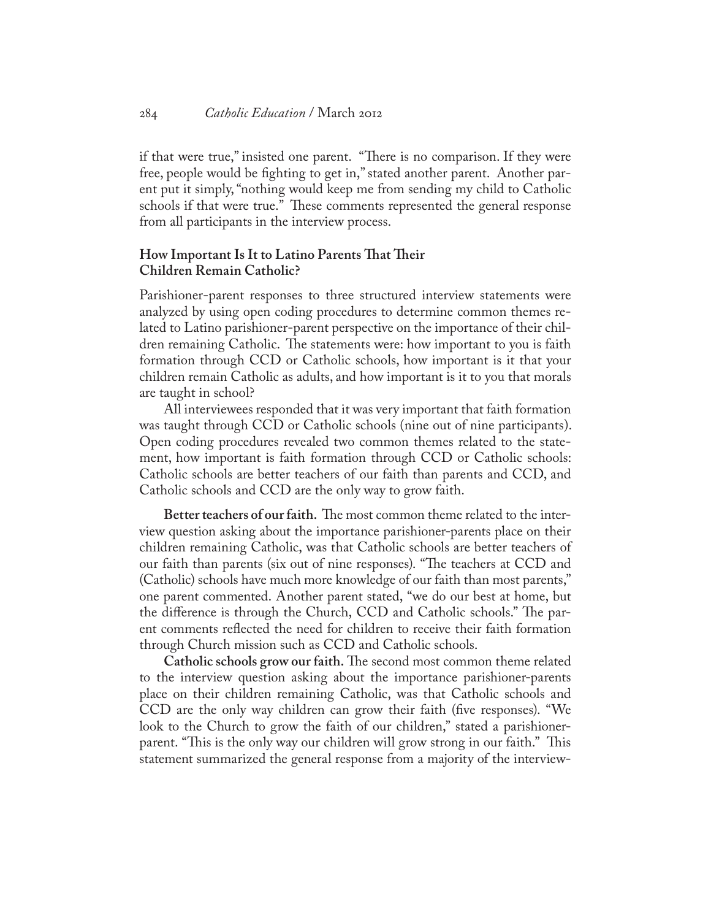if that were true," insisted one parent. "There is no comparison. If they were free, people would be fighting to get in," stated another parent. Another parent put it simply, "nothing would keep me from sending my child to Catholic schools if that were true." These comments represented the general response from all participants in the interview process.

### How Important Is It to Latino Parents That Their Children Remain Catholic?

Parishioner-parent responses to three structured interview statements were analyzed by using open coding procedures to determine common themes related to Latino parishioner-parent perspective on the importance of their children remaining Catholic. The statements were: how important to you is faith formation through CCD or Catholic schools, how important is it that your children remain Catholic as adults, and how important is it to you that morals are taught in school?

All interviewees responded that it was very important that faith formation was taught through CCD or Catholic schools (nine out of nine participants). Open coding procedures revealed two common themes related to the statement, how important is faith formation through CCD or Catholic schools: Catholic schools are better teachers of our faith than parents and CCD, and Catholic schools and CCD are the only way to grow faith.

**Better teachers of our faith.** The most common theme related to the interview question asking about the importance parishioner-parents place on their children remaining Catholic, was that Catholic schools are better teachers of our faith than parents (six out of nine responses). "The teachers at CCD and (Catholic) schools have much more knowledge of our faith than most parents," one parent commented. Another parent stated, "we do our best at home, but the difference is through the Church, CCD and Catholic schools." The parent comments reflected the need for children to receive their faith formation through Church mission such as CCD and Catholic schools.

**Catholic schools grow our faith.** The second most common theme related to the interview question asking about the importance parishioner-parents place on their children remaining Catholic, was that Catholic schools and CCD are the only way children can grow their faith (five responses). "We look to the Church to grow the faith of our children," stated a parishioner-parent. "This is the only way our children will grow strong in our faith." This statement summarized the general response from a majority of the interview-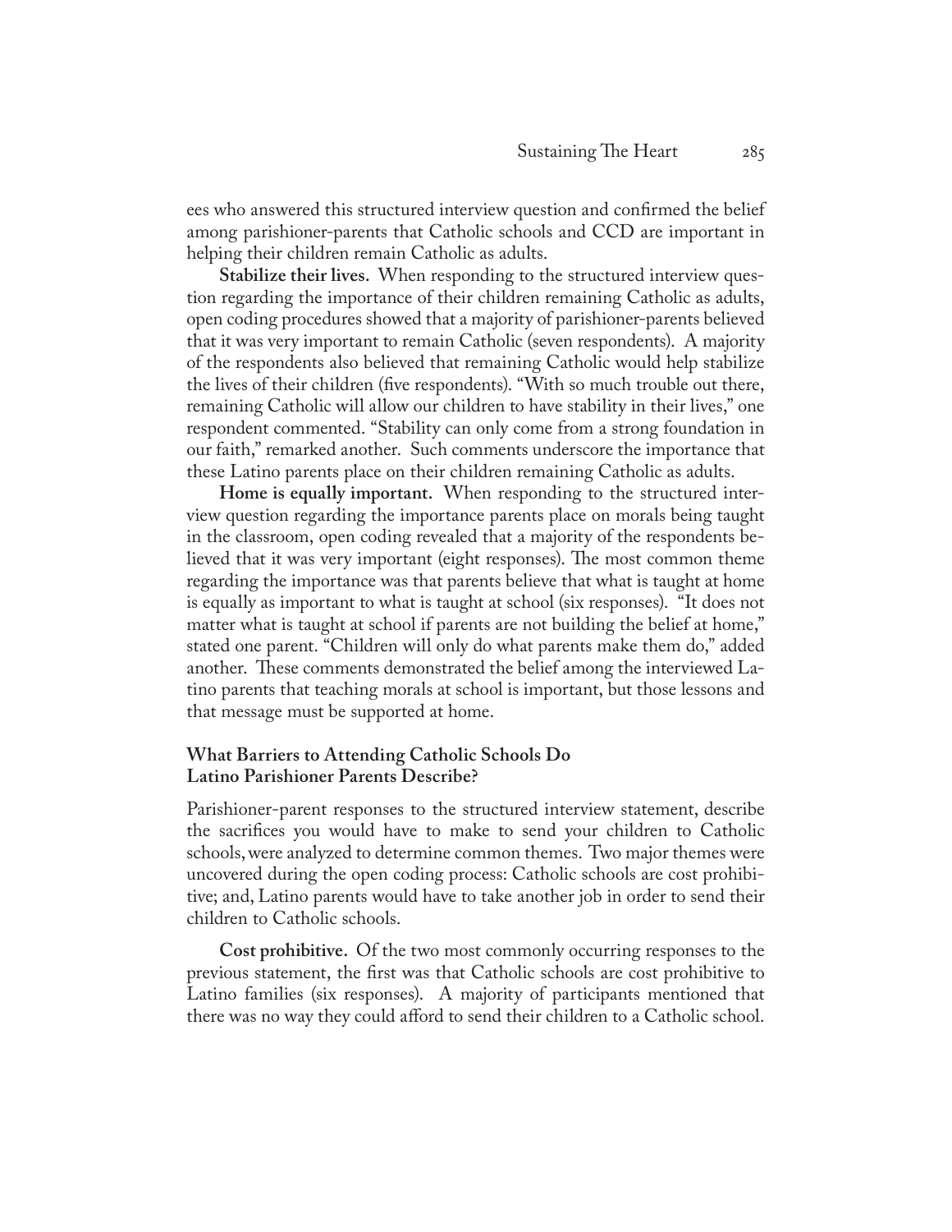ees who answered this structured interview question and confirmed the belief among parishioner-parents that Catholic schools and CCD are important in helping their children remain Catholic as adults.

**Stabilize their lives.** When responding to the structured interview question regarding the importance of their children remaining Catholic as adults, open coding procedures showed that a majority of parishioner-parents believed that it was very important to remain Catholic (seven respondents). A majority of the respondents also believed that remaining Catholic would help stabilize the lives of their children (five respondents). "With so much trouble out there, remaining Catholic will allow our children to have stability in their lives," one respondent commented. "Stability can only come from a strong foundation in our faith," remarked another. Such comments underscore the importance that these Latino parents place on their children remaining Catholic as adults.

**Home is equally important.** When responding to the structured interview question regarding the importance parents place on morals being taught in the classroom, open coding revealed that a majority of the respondents believed that it was very important (eight responses). The most common theme regarding the importance was that parents believe that what is taught at home is equally as important to what is taught at school (six responses). "It does not matter what is taught at school if parents are not building the belief at home," stated one parent. "Children will only do what parents make them do," added another. These comments demonstrated the belief among the interviewed Latino parents that teaching morals at school is important, but those lessons and that message must be supported at home.

### What Barriers to Attending Catholic Schools Do Latino Parishioner Parents Describe?

Parishioner-parent responses to the structured interview statement, describe the sacrifices you would have to make to send your children to Catholic schools, were analyzed to determine common themes. Two major themes were uncovered during the open coding process: Catholic schools are cost prohibitive; and, Latino parents would have to take another job in order to send their children to Catholic schools.

**Cost prohibitive.** Of the two most commonly occurring responses to the previous statement, the first was that Catholic schools are cost prohibitive to Latino families (six responses). A majority of participants mentioned that there was no way they could afford to send their children to a Catholic school.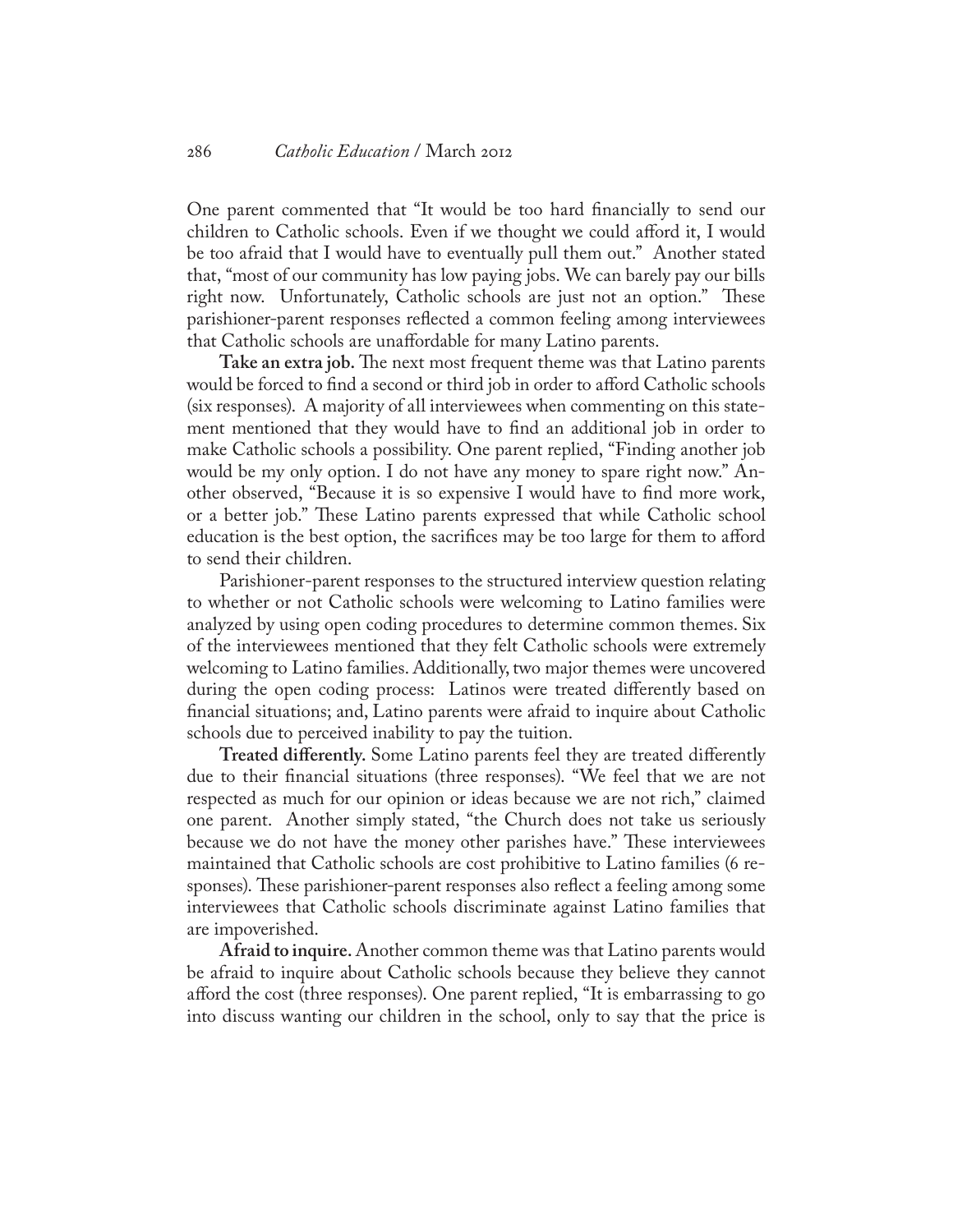One parent commented that "It would be too hard financially to send our children to Catholic schools. Even if we thought we could afford it, I would be too afraid that I would have to eventually pull them out." Another stated that, "most of our community has low paying jobs. We can barely pay our bills right now. Unfortunately, Catholic schools are just not an option." These parishioner-parent responses reflected a common feeling among interviewees that Catholic schools are unaffordable for many Latino parents.

**Take an extra job.** The next most frequent theme was that Latino parents would be forced to find a second or third job in order to afford Catholic schools (six responses). A majority of all interviewees when commenting on this statement mentioned that they would have to find an additional job in order to make Catholic schools a possibility. One parent replied, "Finding another job would be my only option. I do not have any money to spare right now." Another observed, "Because it is so expensive I would have to find more work, or a better job." These Latino parents expressed that while Catholic school education is the best option, the sacrifices may be too large for them to afford to send their children.

Parishioner-parent responses to the structured interview question relating to whether or not Catholic schools were welcoming to Latino families were analyzed by using open coding procedures to determine common themes. Six of the interviewees mentioned that they felt Catholic schools were extremely welcoming to Latino families. Additionally, two major themes were uncovered during the open coding process: Latinos were treated differently based on financial situations; and, Latino parents were afraid to inquire about Catholic schools due to perceived inability to pay the tuition.

**Treated differently.** Some Latino parents feel they are treated differently due to their financial situations (three responses). "We feel that we are not respected as much for our opinion or ideas because we are not rich," claimed one parent. Another simply stated, "the Church does not take us seriously because we do not have the money other parishes have." These interviewees maintained that Catholic schools are cost prohibitive to Latino families (6 responses). These parishioner-parent responses also reflect a feeling among some interviewees that Catholic schools discriminate against Latino families that are impoverished.

**Afraid to inquire.** Another common theme was that Latino parents would be afraid to inquire about Catholic schools because they believe they cannot afford the cost (three responses). One parent replied, "It is embarrassing to go into discuss wanting our children in the school, only to say that the price is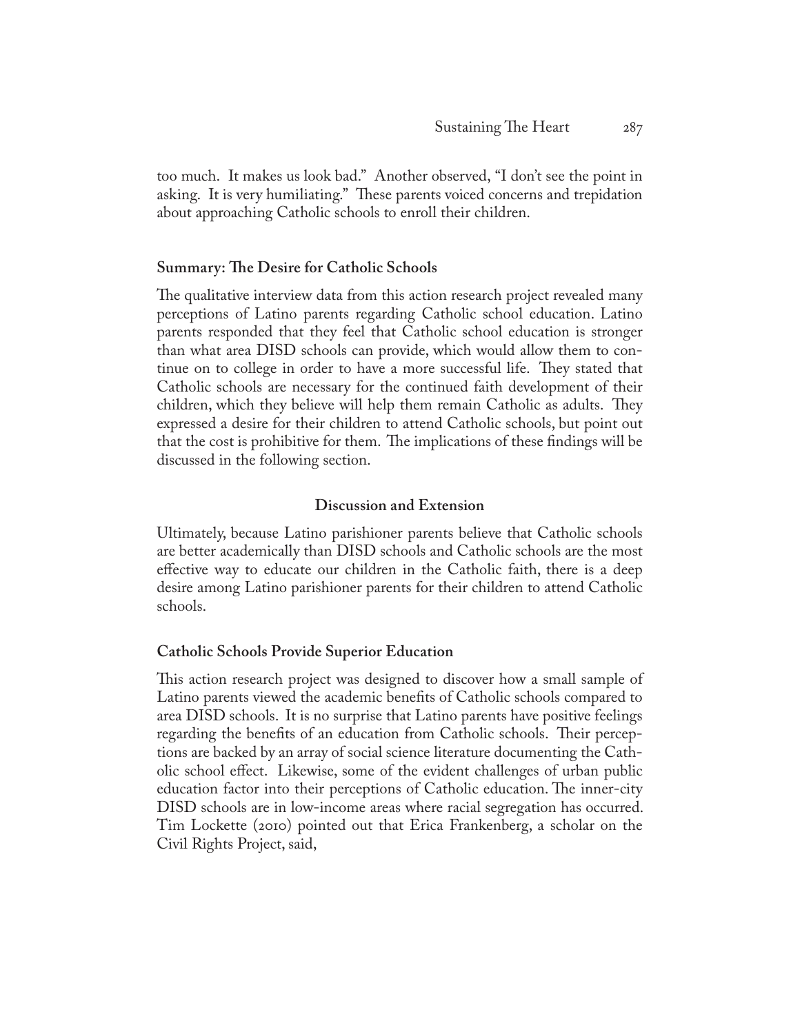too much. It makes us look bad." Another observed, "I don't see the point in asking. It is very humiliating." These parents voiced concerns and trepidation about approaching Catholic schools to enroll their children.

### Summary: The Desire for Catholic Schools

The qualitative interview data from this action research project revealed many perceptions of Latino parents regarding Catholic school education. Latino parents responded that they feel that Catholic school education is stronger than what area DISD schools can provide, which would allow them to continue on to college in order to have a more successful life. They stated that Catholic schools are necessary for the continued faith development of their children, which they believe will help them remain Catholic as adults. They expressed a desire for their children to attend Catholic schools, but point out that the cost is prohibitive for them. The implications of these findings will be discussed in the following section.

## Discussion and Extension

Ultimately, because Latino parishioner parents believe that Catholic schools are better academically than DISD schools and Catholic schools are the most effective way to educate our children in the Catholic faith, there is a deep desire among Latino parishioner parents for their children to attend Catholic schools.

### Catholic Schools Provide Superior Education

This action research project was designed to discover how a small sample of Latino parents viewed the academic benefits of Catholic schools compared to area DISD schools. It is no surprise that Latino parents have positive feelings regarding the benefits of an education from Catholic schools. Their perceptions are backed by an array of social science literature documenting the Catholic school effect. Likewise, some of the evident challenges of urban public education factor into their perceptions of Catholic education. The inner-city DISD schools are in low-income areas where racial segregation has occurred. Tim Lockette (2010) pointed out that Erica Frankenberg, a scholar on the Civil Rights Project, said,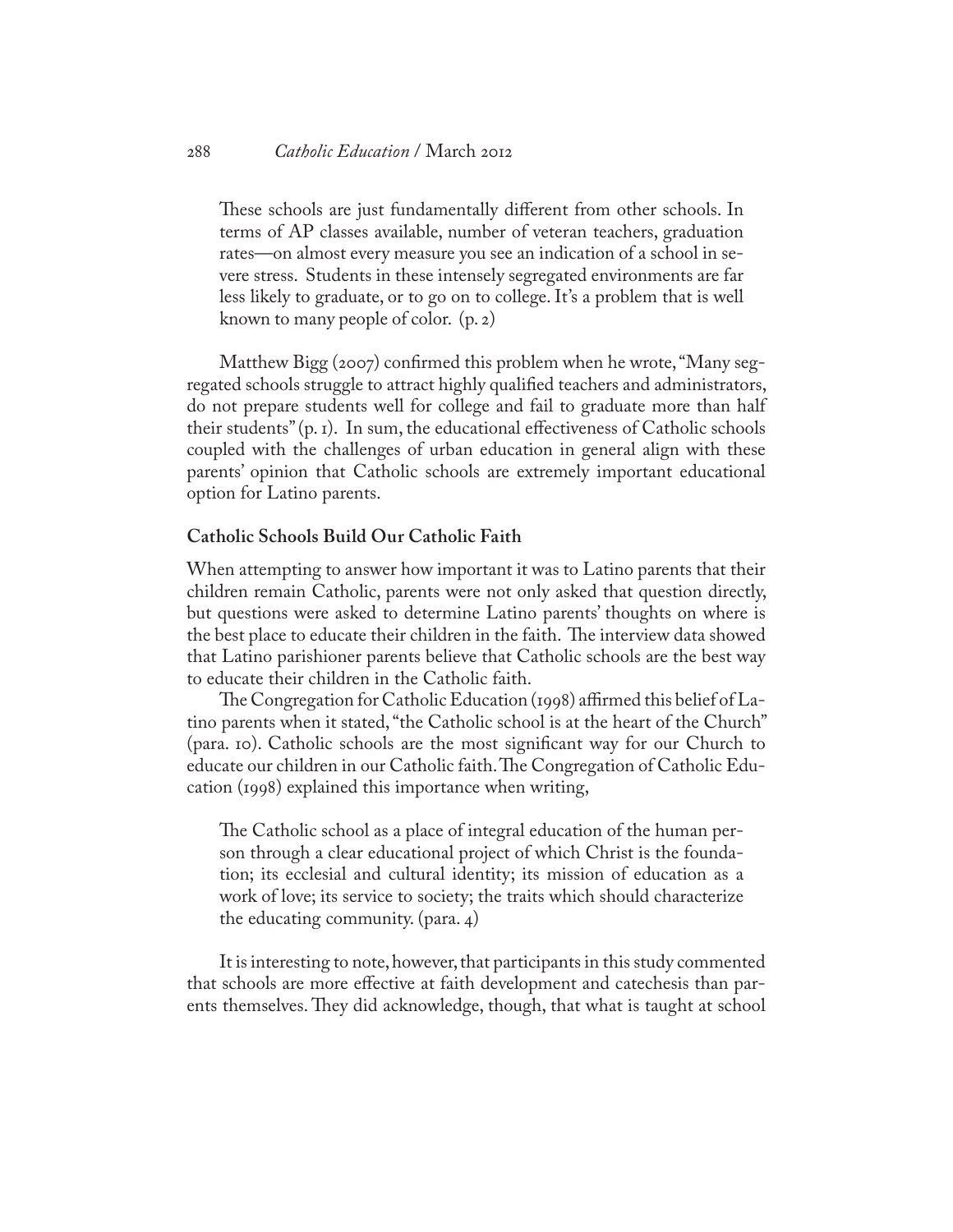> These schools are just fundamentally different from other schools. In terms of AP classes available, number of veteran teachers, graduation rates—on almost every measure you see an indication of a school in severe stress. Students in these intensely segregated environments are far less likely to graduate, or to go on to college. It's a problem that is well known to many people of color. (p. 2)

Matthew Bigg (2007) confirmed this problem when he wrote, "Many segregated schools struggle to attract highly qualified teachers and administrators, do not prepare students well for college and fail to graduate more than half their students" (p. 1). In sum, the educational effectiveness of Catholic schools coupled with the challenges of urban education in general align with these parents' opinion that Catholic schools are extremely important educational option for Latino parents.

**Catholic Schools Build Our Catholic Faith**

When attempting to answer how important it was to Latino parents that their children remain Catholic, parents were not only asked that question directly, but questions were asked to determine Latino parents' thoughts on where is the best place to educate their children in the faith. The interview data showed that Latino parishioner parents believe that Catholic schools are the best way to educate their children in the Catholic faith.

The Congregation for Catholic Education (1998) affirmed this belief of Latino parents when it stated, "the Catholic school is at the heart of the Church" (para. 10). Catholic schools are the most significant way for our Church to educate our children in our Catholic faith. The Congregation of Catholic Education (1998) explained this importance when writing,

> The Catholic school as a place of integral education of the human person through a clear educational project of which Christ is the foundation; its ecclesial and cultural identity; its mission of education as a work of love; its service to society; the traits which should characterize the educating community. (para. 4)

It is interesting to note, however, that participants in this study commented that schools are more effective at faith development and catechesis than parents themselves. They did acknowledge, though, that what is taught at school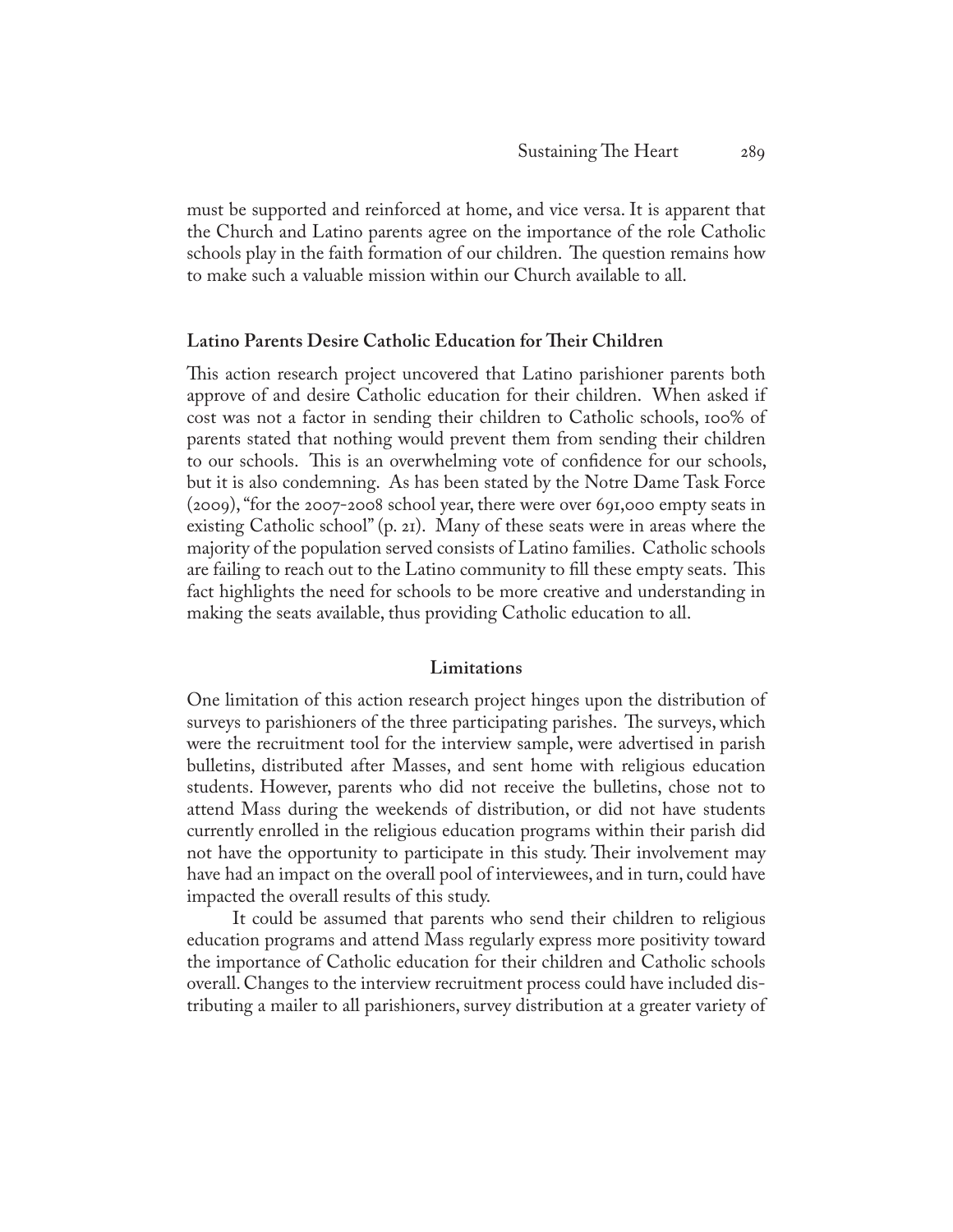must be supported and reinforced at home, and vice versa. It is apparent that the Church and Latino parents agree on the importance of the role Catholic schools play in the faith formation of our children. The question remains how to make such a valuable mission within our Church available to all.

### Latino Parents Desire Catholic Education for Their Children

This action research project uncovered that Latino parishioner parents both approve of and desire Catholic education for their children. When asked if cost was not a factor in sending their children to Catholic schools, 100% of parents stated that nothing would prevent them from sending their children to our schools. This is an overwhelming vote of confidence for our schools, but it is also condemning. As has been stated by the Notre Dame Task Force (2009), "for the 2007-2008 school year, there were over 691,000 empty seats in existing Catholic school" (p. 21). Many of these seats were in areas where the majority of the population served consists of Latino families. Catholic schools are failing to reach out to the Latino community to fill these empty seats. This fact highlights the need for schools to be more creative and understanding in making the seats available, thus providing Catholic education to all.

## Limitations

One limitation of this action research project hinges upon the distribution of surveys to parishioners of the three participating parishes. The surveys, which were the recruitment tool for the interview sample, were advertised in parish bulletins, distributed after Masses, and sent home with religious education students. However, parents who did not receive the bulletins, chose not to attend Mass during the weekends of distribution, or did not have students currently enrolled in the religious education programs within their parish did not have the opportunity to participate in this study. Their involvement may have had an impact on the overall pool of interviewees, and in turn, could have impacted the overall results of this study.

It could be assumed that parents who send their children to religious education programs and attend Mass regularly express more positivity toward the importance of Catholic education for their children and Catholic schools overall. Changes to the interview recruitment process could have included distributing a mailer to all parishioners, survey distribution at a greater variety of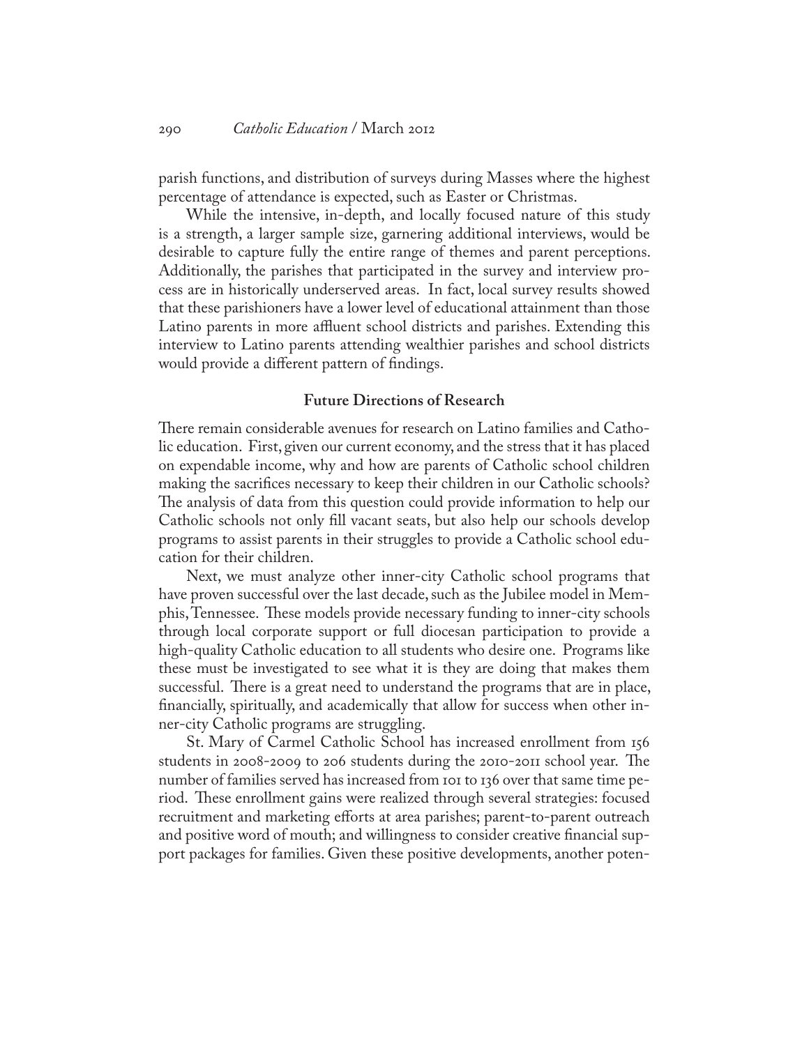parish functions, and distribution of surveys during Masses where the highest percentage of attendance is expected, such as Easter or Christmas.

While the intensive, in-depth, and locally focused nature of this study is a strength, a larger sample size, garnering additional interviews, would be desirable to capture fully the entire range of themes and parent perceptions. Additionally, the parishes that participated in the survey and interview process are in historically underserved areas. In fact, local survey results showed that these parishioners have a lower level of educational attainment than those Latino parents in more affluent school districts and parishes. Extending this interview to Latino parents attending wealthier parishes and school districts would provide a different pattern of findings.

## Future Directions of Research

There remain considerable avenues for research on Latino families and Catholic education. First, given our current economy, and the stress that it has placed on expendable income, why and how are parents of Catholic school children making the sacrifices necessary to keep their children in our Catholic schools? The analysis of data from this question could provide information to help our Catholic schools not only fill vacant seats, but also help our schools develop programs to assist parents in their struggles to provide a Catholic school education for their children.

Next, we must analyze other inner-city Catholic school programs that have proven successful over the last decade, such as the Jubilee model in Memphis, Tennessee. These models provide necessary funding to inner-city schools through local corporate support or full diocesan participation to provide a high-quality Catholic education to all students who desire one. Programs like these must be investigated to see what it is they are doing that makes them successful. There is a great need to understand the programs that are in place, financially, spiritually, and academically that allow for success when other inner-city Catholic programs are struggling.

St. Mary of Carmel Catholic School has increased enrollment from 156 students in 2008-2009 to 206 students during the 2010-2011 school year. The number of families served has increased from 101 to 136 over that same time period. These enrollment gains were realized through several strategies: focused recruitment and marketing efforts at area parishes; parent-to-parent outreach and positive word of mouth; and willingness to consider creative financial support packages for families. Given these positive developments, another poten-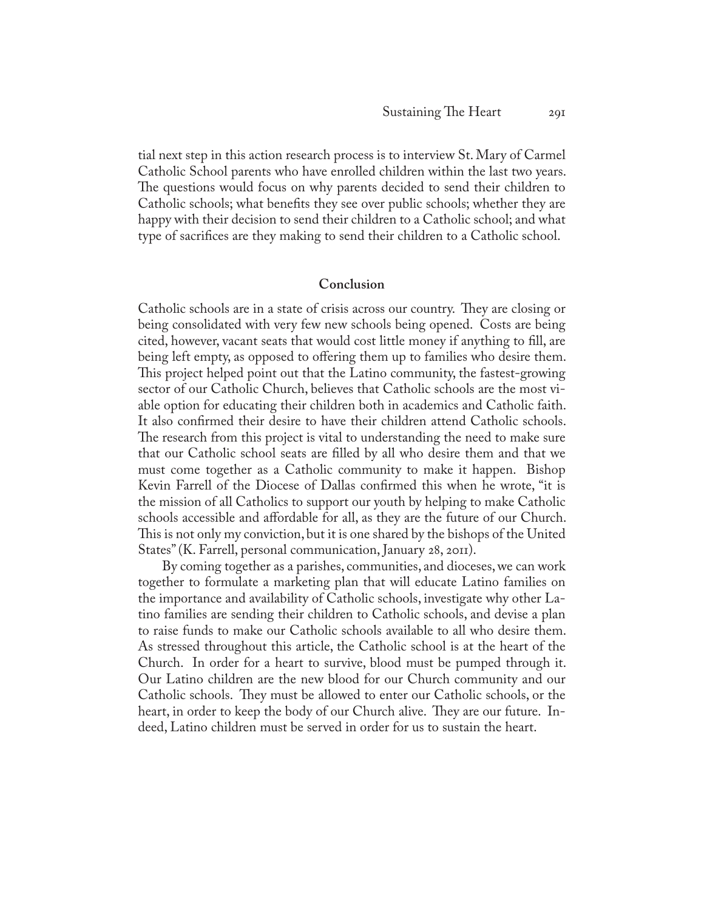tial next step in this action research process is to interview St. Mary of Carmel Catholic School parents who have enrolled children within the last two years. The questions would focus on why parents decided to send their children to Catholic schools; what benefits they see over public schools; whether they are happy with their decision to send their children to a Catholic school; and what type of sacrifices are they making to send their children to a Catholic school.

## Conclusion

Catholic schools are in a state of crisis across our country. They are closing or being consolidated with very few new schools being opened. Costs are being cited, however, vacant seats that would cost little money if anything to fill, are being left empty, as opposed to offering them up to families who desire them. This project helped point out that the Latino community, the fastest-growing sector of our Catholic Church, believes that Catholic schools are the most viable option for educating their children both in academics and Catholic faith. It also confirmed their desire to have their children attend Catholic schools. The research from this project is vital to understanding the need to make sure that our Catholic school seats are filled by all who desire them and that we must come together as a Catholic community to make it happen. Bishop Kevin Farrell of the Diocese of Dallas confirmed this when he wrote, "it is the mission of all Catholics to support our youth by helping to make Catholic schools accessible and affordable for all, as they are the future of our Church. This is not only my conviction, but it is one shared by the bishops of the United States" (K. Farrell, personal communication, January 28, 2011).

By coming together as a parishes, communities, and dioceses, we can work together to formulate a marketing plan that will educate Latino families on the importance and availability of Catholic schools, investigate why other Latino families are sending their children to Catholic schools, and devise a plan to raise funds to make our Catholic schools available to all who desire them. As stressed throughout this article, the Catholic school is at the heart of the Church. In order for a heart to survive, blood must be pumped through it. Our Latino children are the new blood for our Church community and our Catholic schools. They must be allowed to enter our Catholic schools, or the heart, in order to keep the body of our Church alive. They are our future. Indeed, Latino children must be served in order for us to sustain the heart.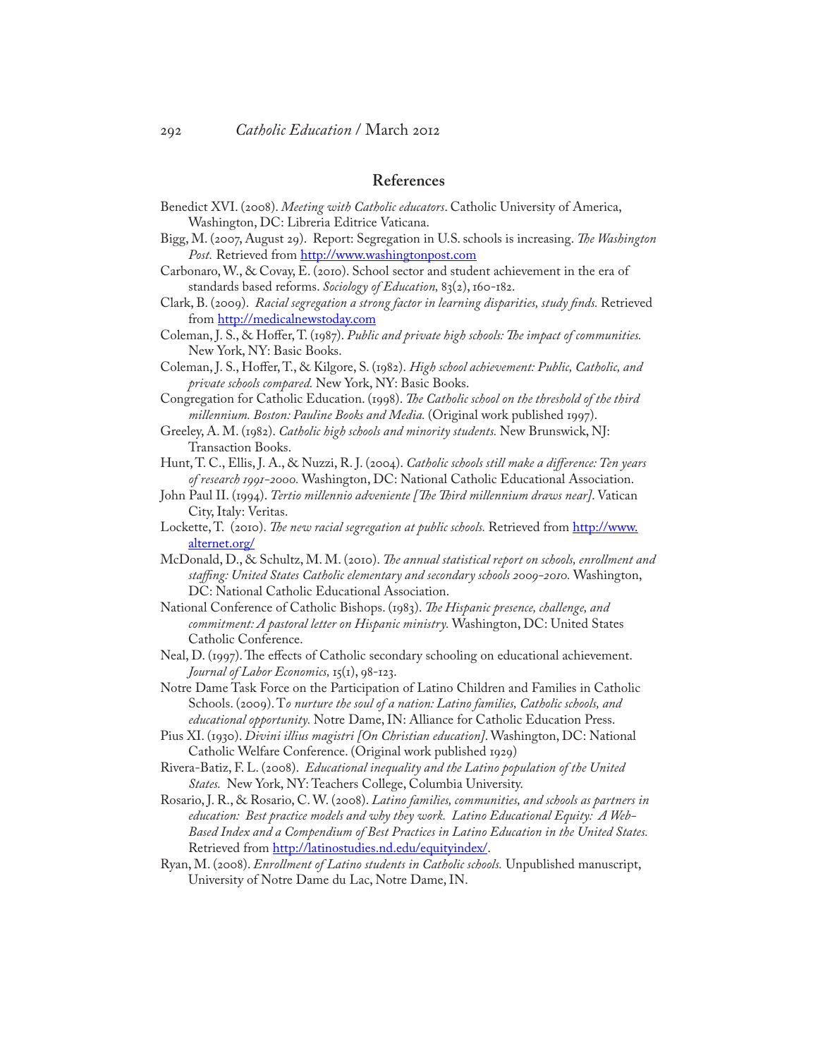## References

Benedict XVI. (2008). *Meeting with Catholic educators*. Catholic University of America, Washington, DC: Libreria Editrice Vaticana.

Bigg, M. (2007, August 29). Report: Segregation in U.S. schools is increasing. *The Washington Post.* Retrieved from http://www.washingtonpost.com

Carbonaro, W., & Covay, E. (2010). School sector and student achievement in the era of standards based reforms. *Sociology of Education,* 83(2), 160-182.

Clark, B. (2009). *Racial segregation a strong factor in learning disparities, study finds.* Retrieved from http://medicalnewstoday.com

Coleman, J. S., & Hoffer, T. (1987). *Public and private high schools: The impact of communities.* New York, NY: Basic Books.

Coleman, J. S., Hoffer, T., & Kilgore, S. (1982). *High school achievement: Public, Catholic, and private schools compared.* New York, NY: Basic Books.

Congregation for Catholic Education. (1998). *The Catholic school on the threshold of the third millennium. Boston: Pauline Books and Media.* (Original work published 1997).

Greeley, A. M. (1982). *Catholic high schools and minority students.* New Brunswick, NJ: Transaction Books.

Hunt, T. C., Ellis, J. A., & Nuzzi, R. J. (2004). *Catholic schools still make a difference: Ten years of research 1991-2000.* Washington, DC: National Catholic Educational Association.

John Paul II. (1994). *Tertio millennio adveniente [The Third millennium draws near]*. Vatican City, Italy: Veritas.

Lockette, T. (2010). *The new racial segregation at public schools.* Retrieved from http://www.alternet.org/

McDonald, D., & Schultz, M. M. (2010). *The annual statistical report on schools, enrollment and staffing: United States Catholic elementary and secondary schools 2009-2010.* Washington, DC: National Catholic Educational Association.

National Conference of Catholic Bishops. (1983). *The Hispanic presence, challenge, and commitment: A pastoral letter on Hispanic ministry.* Washington, DC: United States Catholic Conference.

Neal, D. (1997). The effects of Catholic secondary schooling on educational achievement. *Journal of Labor Economics,* 15(1), 98-123.

Notre Dame Task Force on the Participation of Latino Children and Families in Catholic Schools. (2009). T*o nurture the soul of a nation: Latino families, Catholic schools, and educational opportunity.* Notre Dame, IN: Alliance for Catholic Education Press.

Pius XI. (1930). *Divini illius magistri [On Christian education]*. Washington, DC: National Catholic Welfare Conference. (Original work published 1929)

Rivera-Batiz, F. L. (2008). *Educational inequality and the Latino population of the United States.* New York, NY: Teachers College, Columbia University.

Rosario, J. R., & Rosario, C. W. (2008). *Latino families, communities, and schools as partners in education: Best practice models and why they work. Latino Educational Equity: A Web-Based Index and a Compendium of Best Practices in Latino Education in the United States.* Retrieved from http://latinostudies.nd.edu/equityindex/.

Ryan, M. (2008). *Enrollment of Latino students in Catholic schools.* Unpublished manuscript, University of Notre Dame du Lac, Notre Dame, IN.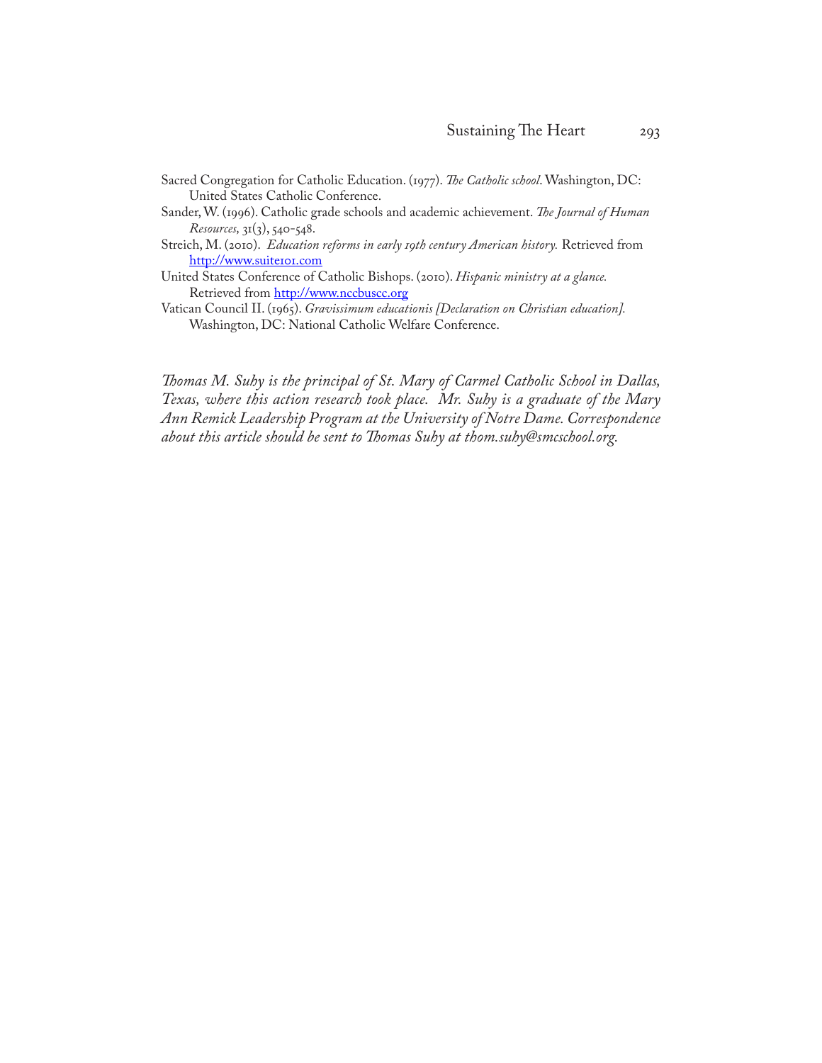Sacred Congregation for Catholic Education. (1977). *The Catholic school.* Washington, DC: United States Catholic Conference.

Sander, W. (1996). Catholic grade schools and academic achievement. *The Journal of Human Resources,* 31(3), 540-548.

Streich, M. (2010). *Education reforms in early 19th century American history.* Retrieved from http://www.suite101.com

United States Conference of Catholic Bishops. (2010). *Hispanic ministry at a glance.* Retrieved from http://www.nccbuscc.org

Vatican Council II. (1965). *Gravissimum educationis [Declaration on Christian education].* Washington, DC: National Catholic Welfare Conference.

*Thomas M. Suhy is the principal of St. Mary of Carmel Catholic School in Dallas, Texas, where this action research took place. Mr. Suhy is a graduate of the Mary Ann Remick Leadership Program at the University of Notre Dame. Correspondence about this article should be sent to Thomas Suhy at thom.suhy@smcschool.org.*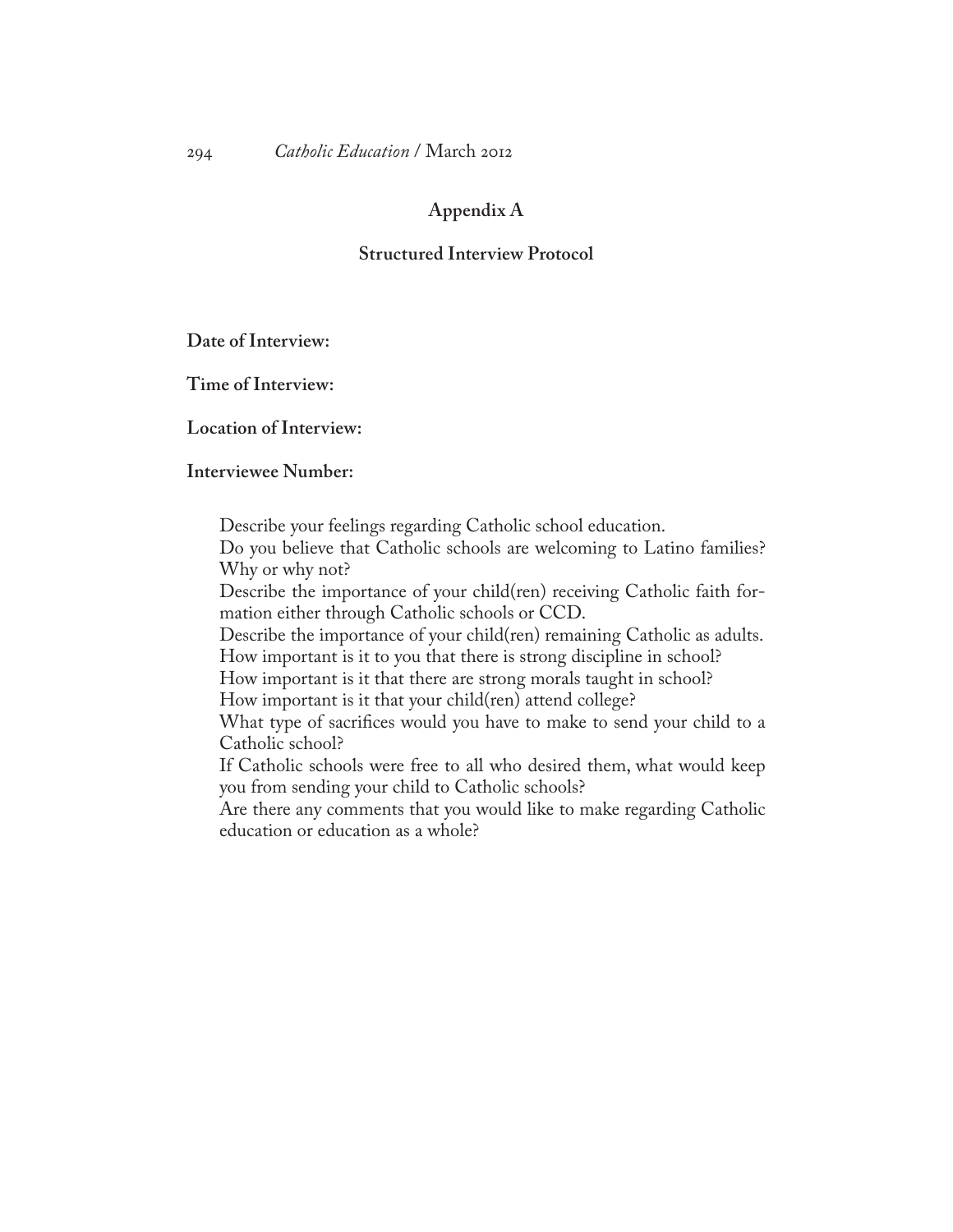## Appendix A

### Structured Interview Protocol

**Date of Interview:**

**Time of Interview:**

**Location of Interview:**

**Interviewee Number:**

Describe your feelings regarding Catholic school education.

Do you believe that Catholic schools are welcoming to Latino families? Why or why not?

Describe the importance of your child(ren) receiving Catholic faith formation either through Catholic schools or CCD.

Describe the importance of your child(ren) remaining Catholic as adults.

How important is it to you that there is strong discipline in school?

How important is it that there are strong morals taught in school?

How important is it that your child(ren) attend college?

What type of sacrifices would you have to make to send your child to a Catholic school?

If Catholic schools were free to all who desired them, what would keep you from sending your child to Catholic schools?

Are there any comments that you would like to make regarding Catholic education or education as a whole?